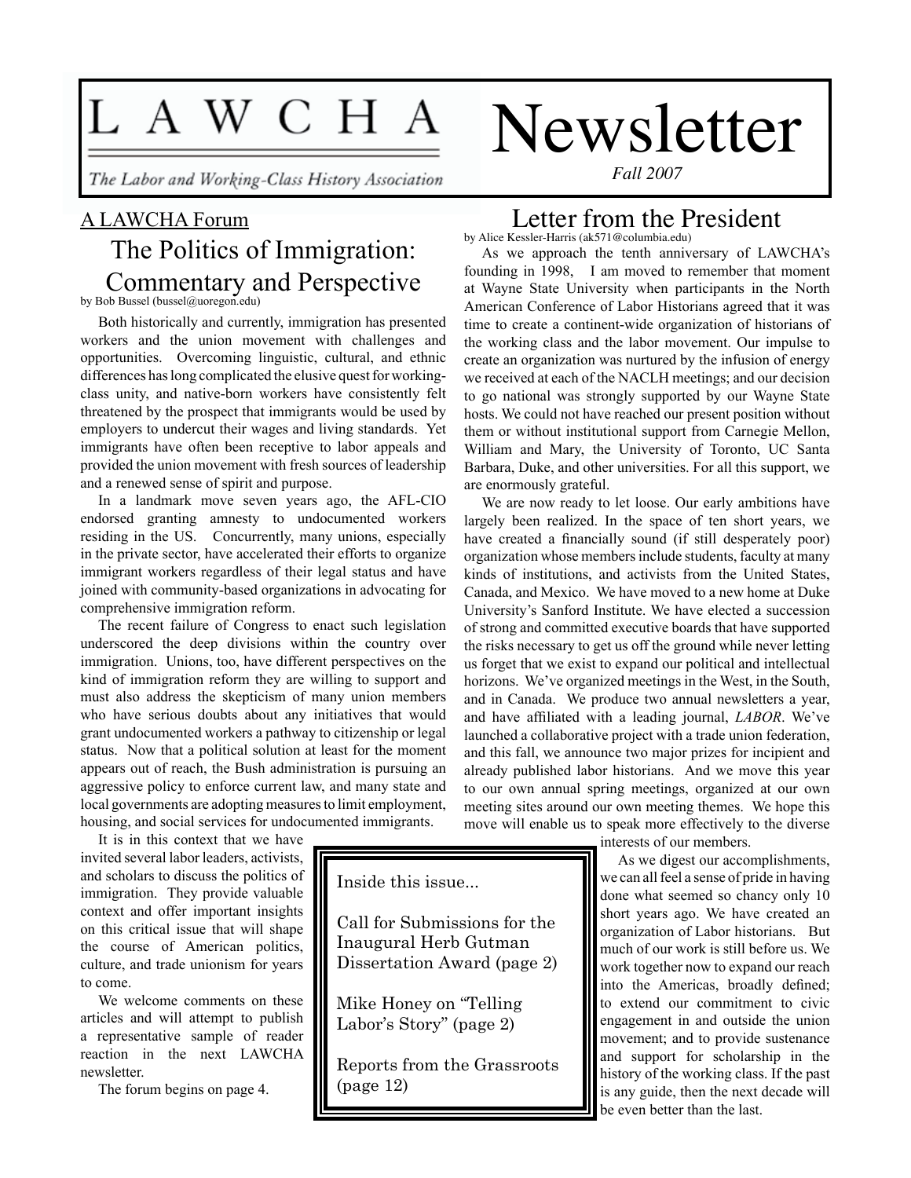# LAWCHA Newsletter

*The Labor and Working-Class History Association*

*Fall 2007*

A LAWCHA Forum

## The Politics of Immigration: Commentary and Perspective

by Bob Bussel (bussel@uoregon.edu)

Both historically and currently, immigration has presented workers and the union movement with challenges and opportunities. Overcoming linguistic, cultural, and ethnic differences has long complicated the elusive quest for working-class unity, and native-born workers have consistently felt threatened by the prospect that immigrants would be used by employers to undercut their wages and living standards. Yet immigrants have often been receptive to labor appeals and provided the union movement with fresh sources of leadership and a renewed sense of spirit and purpose.

In a landmark move seven years ago, the AFL-CIO endorsed granting amnesty to undocumented workers residing in the US. Concurrently, many unions, especially in the private sector, have accelerated their efforts to organize immigrant workers regardless of their legal status and have joined with community-based organizations in advocating for comprehensive immigration reform.

The recent failure of Congress to enact such legislation underscored the deep divisions within the country over immigration. Unions, too, have different perspectives on the kind of immigration reform they are willing to support and must also address the skepticism of many union members who have serious doubts about any initiatives that would grant undocumented workers a pathway to citizenship or legal status. Now that a political solution at least for the moment appears out of reach, the Bush administration is pursuing an aggressive policy to enforce current law, and many state and local governments are adopting measures to limit employment, housing, and social services for undocumented immigrants.

It is in this context that we have invited several labor leaders, activists, and scholars to discuss the politics of immigration. They provide valuable context and offer important insights on this critical issue that will shape the course of American politics, culture, and trade unionism for years to come.

We welcome comments on these articles and will attempt to publish a representative sample of reader reaction in the next LAWCHA newsletter.

The forum begins on page 4.

## Letter from the President

by Alice Kessler-Harris (ak571@columbia.edu)

As we approach the tenth anniversary of LAWCHA's founding in 1998, I am moved to remember that moment at Wayne State University when participants in the North American Conference of Labor Historians agreed that it was time to create a continent-wide organization of historians of the working class and the labor movement. Our impulse to create an organization was nurtured by the infusion of energy we received at each of the NACLH meetings; and our decision to go national was strongly supported by our Wayne State hosts. We could not have reached our present position without them or without institutional support from Carnegie Mellon, William and Mary, the University of Toronto, UC Santa Barbara, Duke, and other universities. For all this support, we are enormously grateful.

We are now ready to let loose. Our early ambitions have largely been realized. In the space of ten short years, we have created a financially sound (if still desperately poor) organization whose members include students, faculty at many kinds of institutions, and activists from the United States, Canada, and Mexico. We have moved to a new home at Duke University's Sanford Institute. We have elected a succession of strong and committed executive boards that have supported the risks necessary to get us off the ground while never letting us forget that we exist to expand our political and intellectual horizons. We've organized meetings in the West, in the South, and in Canada. We produce two annual newsletters a year, and have affiliated with a leading journal, *LABOR*. We've launched a collaborative project with a trade union federation, and this fall, we announce two major prizes for incipient and already published labor historians. And we move this year to our own annual spring meetings, organized at our own meeting sites around our own meeting themes. We hope this move will enable us to speak more effectively to the diverse interests of our members.

As we digest our accomplishments, we can all feel a sense of pride in having done what seemed so chancy only 10 short years ago. We have created an organization of Labor historians. But much of our work is still before us. We work together now to expand our reach into the Americas, broadly defined; to extend our commitment to civic engagement in and outside the union movement; and to provide sustenance and support for scholarship in the history of the working class. If the past is any guide, then the next decade will be even better than the last.

---

**Inside this issue...**

Call for Submissions for the Inaugural Herb Gutman Dissertation Award (page 2)

Mike Honey on "Telling Labor's Story" (page 2)

Reports from the Grassroots (page 12)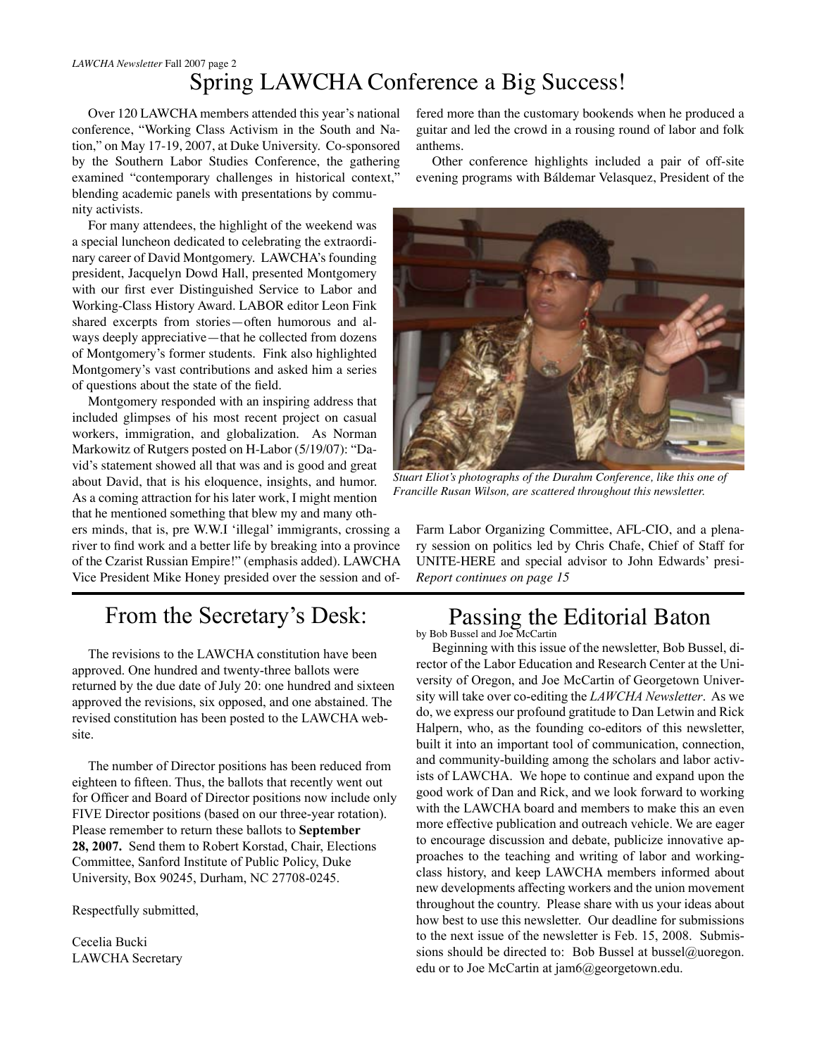# Spring LAWCHA Conference a Big Success!

Over 120 LAWCHA members attended this year's national conference, "Working Class Activism in the South and Nation," on May 17-19, 2007, at Duke University. Co-sponsored by the Southern Labor Studies Conference, the gathering examined "contemporary challenges in historical context," blending academic panels with presentations by community activists.

For many attendees, the highlight of the weekend was a special luncheon dedicated to celebrating the extraordinary career of David Montgomery. LAWCHA's founding president, Jacquelyn Dowd Hall, presented Montgomery with our first ever Distinguished Service to Labor and Working-Class History Award. LABOR editor Leon Fink shared excerpts from stories—often humorous and always deeply appreciative—that he collected from dozens of Montgomery's former students. Fink also highlighted Montgomery's vast contributions and asked him a series of questions about the state of the field.

Montgomery responded with an inspiring address that included glimpses of his most recent project on casual workers, immigration, and globalization. As Norman Markowitz of Rutgers posted on H-Labor (5/19/07): "David's statement showed all that was and is good and great about David, that is his eloquence, insights, and humor. As a coming attraction for his later work, I might mention that he mentioned something that blew my and many others minds, that is, pre W.W.I 'illegal' immigrants, crossing a river to find work and a better life by breaking into a province of the Czarist Russian Empire!" (emphasis added). LAWCHA Vice President Mike Honey presided over the session and offered more than the customary bookends when he produced a guitar and led the crowd in a rousing round of labor and folk anthems.

Other conference highlights included a pair of off-site evening programs with Báldemar Velasquez, President of the Farm Labor Organizing Committee, AFL-CIO, and a plenary session on politics led by Chris Chafe, Chief of Staff for UNITE-HERE and special advisor to John Edwards' presi-

*Report continues on page 15*

*Stuart Eliot's photographs of the Durahm Conference, like this one of Francille Rusan Wilson, are scattered throughout this newsletter.*

## From the Secretary's Desk:

The revisions to the LAWCHA constitution have been approved. One hundred and twenty-three ballots were returned by the due date of July 20: one hundred and sixteen approved the revisions, six opposed, and one abstained. The revised constitution has been posted to the LAWCHA website.

The number of Director positions has been reduced from eighteen to fifteen. Thus, the ballots that recently went out for Officer and Board of Director positions now include only FIVE Director positions (based on our three-year rotation). Please remember to return these ballots to **September 28, 2007.** Send them to Robert Korstad, Chair, Elections Committee, Sanford Institute of Public Policy, Duke University, Box 90245, Durham, NC 27708-0245.

Respectfully submitted,

Cecelia Bucki
LAWCHA Secretary

## Passing the Editorial Baton

by Bob Bussel and Joe McCartin

Beginning with this issue of the newsletter, Bob Bussel, director of the Labor Education and Research Center at the University of Oregon, and Joe McCartin of Georgetown University will take over co-editing the *LAWCHA Newsletter*. As we do, we express our profound gratitude to Dan Letwin and Rick Halpern, who, as the founding co-editors of this newsletter, built it into an important tool of communication, connection, and community-building among the scholars and labor activists of LAWCHA. We hope to continue and expand upon the good work of Dan and Rick, and we look forward to working with the LAWCHA board and members to make this an even more effective publication and outreach vehicle. We are eager to encourage discussion and debate, publicize innovative approaches to the teaching and writing of labor and working-class history, and keep LAWCHA members informed about new developments affecting workers and the union movement throughout the country. Please share with us your ideas about how best to use this newsletter. Our deadline for submissions to the next issue of the newsletter is Feb. 15, 2008. Submissions should be directed to: Bob Bussel at bussel@uoregon.edu or to Joe McCartin at jam6@georgetown.edu.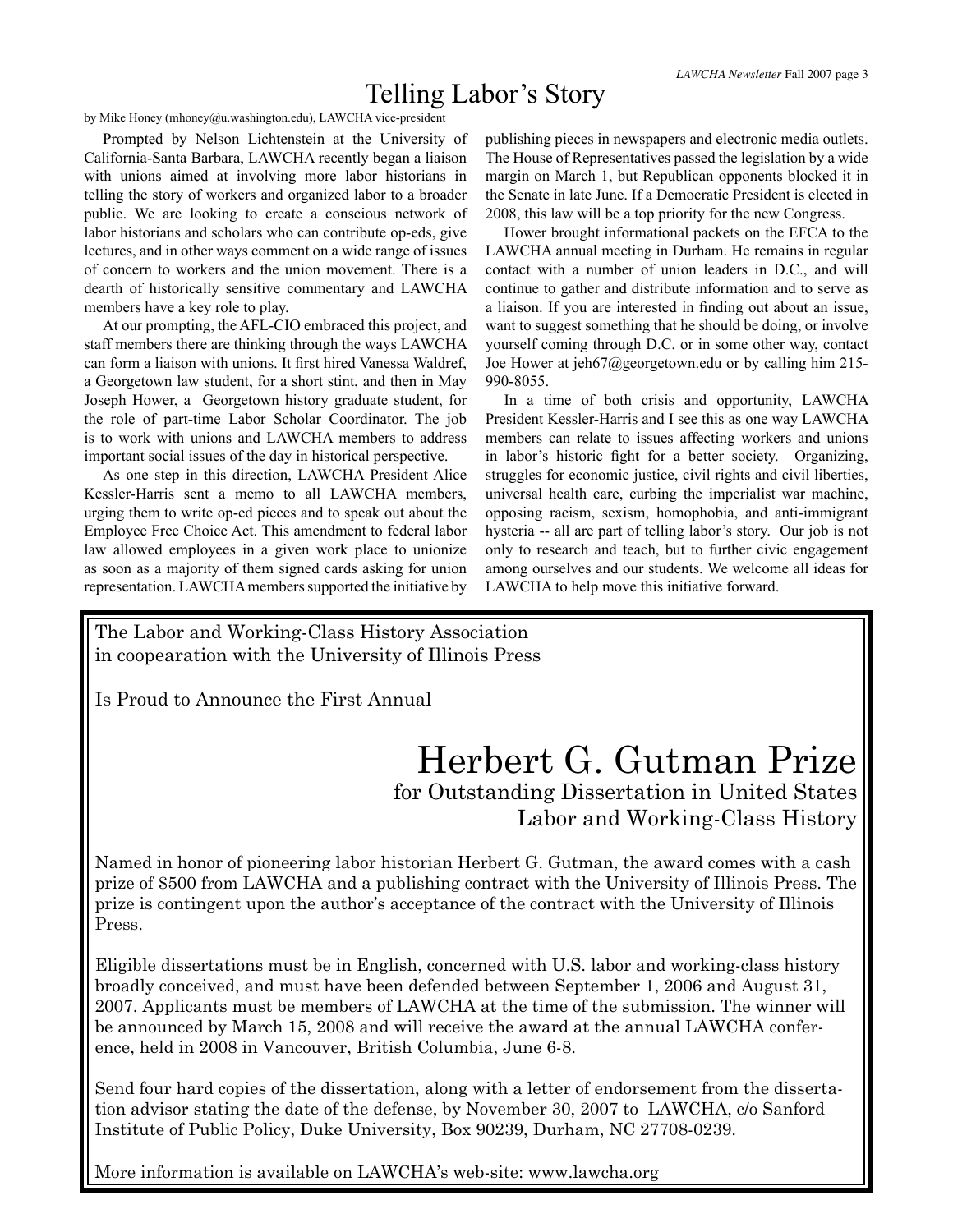# Telling Labor's Story

by Mike Honey (mhoney@u.washington.edu), LAWCHA vice-president

Prompted by Nelson Lichtenstein at the University of California-Santa Barbara, LAWCHA recently began a liaison with unions aimed at involving more labor historians in telling the story of workers and organized labor to a broader public. We are looking to create a conscious network of labor historians and scholars who can contribute op-eds, give lectures, and in other ways comment on a wide range of issues of concern to workers and the union movement. There is a dearth of historically sensitive commentary and LAWCHA members have a key role to play.

At our prompting, the AFL-CIO embraced this project, and staff members there are thinking through the ways LAWCHA can form a liaison with unions. It first hired Vanessa Waldref, a Georgetown law student, for a short stint, and then in May Joseph Hower, a Georgetown history graduate student, for the role of part-time Labor Scholar Coordinator. The job is to work with unions and LAWCHA members to address important social issues of the day in historical perspective.

As one step in this direction, LAWCHA President Alice Kessler-Harris sent a memo to all LAWCHA members, urging them to write op-ed pieces and to speak out about the Employee Free Choice Act. This amendment to federal labor law allowed employees in a given work place to unionize as soon as a majority of them signed cards asking for union representation. LAWCHA members supported the initiative by publishing pieces in newspapers and electronic media outlets. The House of Representatives passed the legislation by a wide margin on March 1, but Republican opponents blocked it in the Senate in late June. If a Democratic President is elected in 2008, this law will be a top priority for the new Congress.

Hower brought informational packets on the EFCA to the LAWCHA annual meeting in Durham. He remains in regular contact with a number of union leaders in D.C., and will continue to gather and distribute information and to serve as a liaison. If you are interested in finding out about an issue, want to suggest something that he should be doing, or involve yourself coming through D.C. or in some other way, contact Joe Hower at jeh67@georgetown.edu or by calling him 215-990-8055.

In a time of both crisis and opportunity, LAWCHA President Kessler-Harris and I see this as one way LAWCHA members can relate to issues affecting workers and unions in labor's historic fight for a better society. Organizing, struggles for economic justice, civil rights and civil liberties, universal health care, curbing the imperialist war machine, opposing racism, sexism, homophobia, and anti-immigrant hysteria -- all are part of telling labor's story. Our job is not only to research and teach, but to further civic engagement among ourselves and our students. We welcome all ideas for LAWCHA to help move this initiative forward.

---

The Labor and Working-Class History Association
in cooepearation with the University of Illinois Press

Is Proud to Announce the First Annual

# Herbert G. Gutman Prize

## for Outstanding Dissertation in United States Labor and Working-Class History

Named in honor of pioneering labor historian Herbert G. Gutman, the award comes with a cash prize of $500 from LAWCHA and a publishing contract with the University of Illinois Press. The prize is contingent upon the author's acceptance of the contract with the University of Illinois Press.

Eligible dissertations must be in English, concerned with U.S. labor and working-class history broadly conceived, and must have been defended between September 1, 2006 and August 31, 2007. Applicants must be members of LAWCHA at the time of the submission. The winner will be announced by March 15, 2008 and will receive the award at the annual LAWCHA conference, held in 2008 in Vancouver, British Columbia, June 6-8.

Send four hard copies of the dissertation, along with a letter of endorsement from the dissertation advisor stating the date of the defense, by November 30, 2007 to LAWCHA, c/o Sanford Institute of Public Policy, Duke University, Box 90239, Durham, NC 27708-0239.

More information is available on LAWCHA's web-site: www.lawcha.org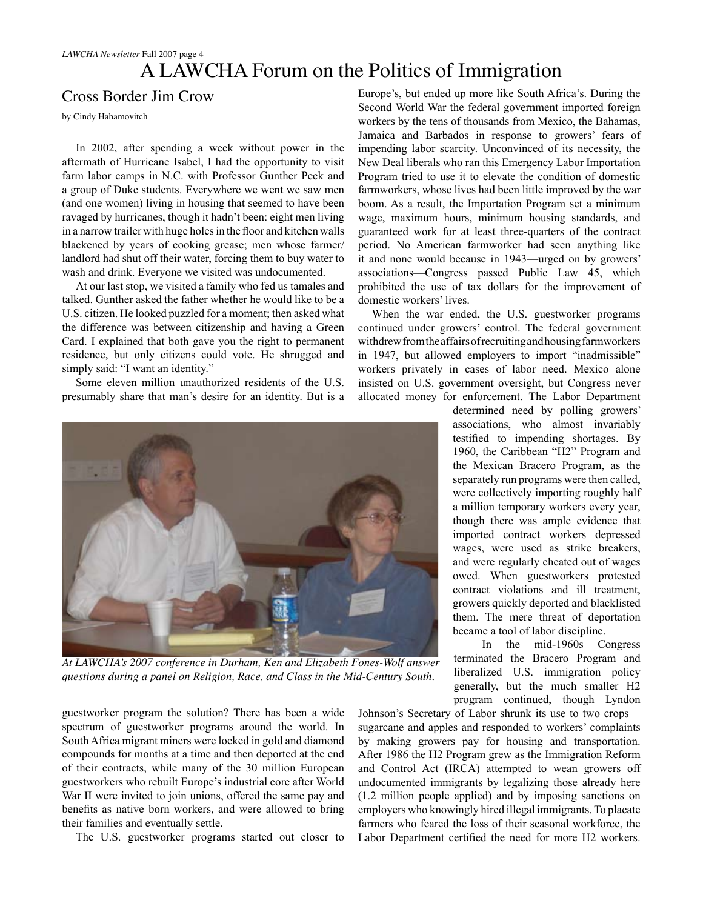# A LAWCHA Forum on the Politics of Immigration

## Cross Border Jim Crow

by Cindy Hahamovitch

In 2002, after spending a week without power in the aftermath of Hurricane Isabel, I had the opportunity to visit farm labor camps in N.C. with Professor Gunther Peck and a group of Duke students. Everywhere we went we saw men (and one women) living in housing that seemed to have been ravaged by hurricanes, though it hadn't been: eight men living in a narrow trailer with huge holes in the floor and kitchen walls blackened by years of cooking grease; men whose farmer/landlord had shut off their water, forcing them to buy water to wash and drink. Everyone we visited was undocumented.

At our last stop, we visited a family who fed us tamales and talked. Gunther asked the father whether he would like to be a U.S. citizen. He looked puzzled for a moment; then asked what the difference was between citizenship and having a Green Card. I explained that both gave you the right to permanent residence, but only citizens could vote. He shrugged and simply said: "I want an identity."

Some eleven million unauthorized residents of the U.S. presumably share that man's desire for an identity. But is a guestworker program the solution? There has been a wide spectrum of guestworker programs around the world. In South Africa migrant miners were locked in gold and diamond compounds for months at a time and then deported at the end of their contracts, while many of the 30 million European guestworkers who rebuilt Europe's industrial core after World War II were invited to join unions, offered the same pay and benefits as native born workers, and were allowed to bring their families and eventually settle.

The U.S. guestworker programs started out closer to Europe's, but ended up more like South Africa's. During the Second World War the federal government imported foreign workers by the tens of thousands from Mexico, the Bahamas, Jamaica and Barbados in response to growers' fears of impending labor scarcity. Unconvinced of its necessity, the New Deal liberals who ran this Emergency Labor Importation Program tried to use it to elevate the condition of domestic farmworkers, whose lives had been little improved by the war boom. As a result, the Importation Program set a minimum wage, maximum hours, minimum housing standards, and guaranteed work for at least three-quarters of the contract period. No American farmworker had seen anything like it and none would because in 1943—urged on by growers' associations—Congress passed Public Law 45, which prohibited the use of tax dollars for the improvement of domestic workers' lives.

When the war ended, the U.S. guestworker programs continued under growers' control. The federal government withdrew from the affairs of recruiting and housing farmworkers in 1947, but allowed employers to import "inadmissible" workers privately in cases of labor need. Mexico alone insisted on U.S. government oversight, but Congress never allocated money for enforcement. The Labor Department determined need by polling growers' associations, who almost invariably testified to impending shortages. By 1960, the Caribbean "H2" Program and the Mexican Bracero Program, as the separately run programs were then called, were collectively importing roughly half a million temporary workers every year, though there was ample evidence that imported contract workers depressed wages, were used as strike breakers, and were regularly cheated out of wages owed. When guestworkers protested contract violations and ill treatment, growers quickly deported and blacklisted them. The mere threat of deportation became a tool of labor discipline.

*At LAWCHA's 2007 conference in Durham, Ken and Elizabeth Fones-Wolf answer questions during a panel on Religion, Race, and Class in the Mid-Century South.*

In the mid-1960s Congress terminated the Bracero Program and liberalized U.S. immigration policy generally, but the much smaller H2 program continued, though Lyndon Johnson's Secretary of Labor shrunk its use to two crops—sugarcane and apples and responded to workers' complaints by making growers pay for housing and transportation. After 1986 the H2 Program grew as the Immigration Reform and Control Act (IRCA) attempted to wean growers off undocumented immigrants by legalizing those already here (1.2 million people applied) and by imposing sanctions on employers who knowingly hired illegal immigrants. To placate farmers who feared the loss of their seasonal workforce, the Labor Department certified the need for more H2 workers.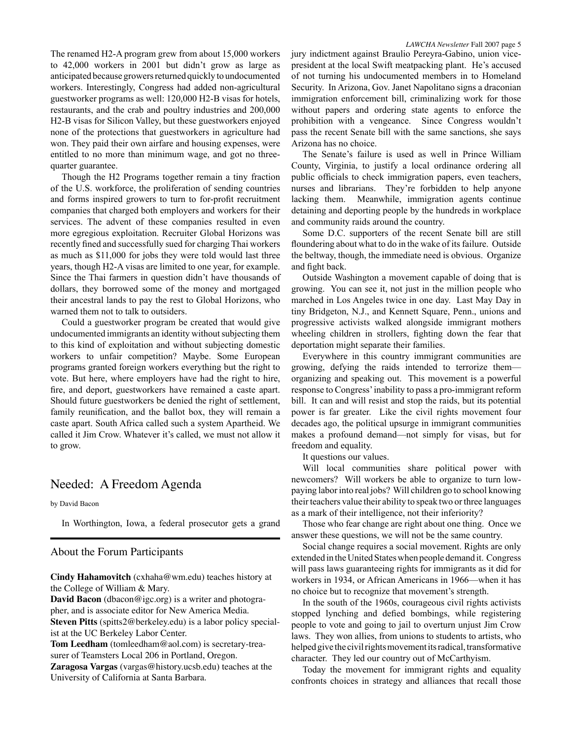The renamed H2-A program grew from about 15,000 workers to 42,000 workers in 2001 but didn't grow as large as anticipated because growers returned quickly to undocumented workers. Interestingly, Congress had added non-agricultural guestworker programs as well: 120,000 H2-B visas for hotels, restaurants, and the crab and poultry industries and 200,000 H2-B visas for Silicon Valley, but these guestworkers enjoyed none of the protections that guestworkers in agriculture had won. They paid their own airfare and housing expenses, were entitled to no more than minimum wage, and got no three-quarter guarantee.

Though the H2 Programs together remain a tiny fraction of the U.S. workforce, the proliferation of sending countries and forms inspired growers to turn to for-profit recruitment companies that charged both employers and workers for their services. The advent of these companies resulted in even more egregious exploitation. Recruiter Global Horizons was recently fined and successfully sued for charging Thai workers as much as $11,000 for jobs they were told would last three years, though H2-A visas are limited to one year, for example. Since the Thai farmers in question didn't have thousands of dollars, they borrowed some of the money and mortgaged their ancestral lands to pay the rest to Global Horizons, who warned them not to talk to outsiders.

Could a guestworker program be created that would give undocumented immigrants an identity without subjecting them to this kind of exploitation and without subjecting domestic workers to unfair competition? Maybe. Some European programs granted foreign workers everything but the right to vote. But here, where employers have had the right to hire, fire, and deport, guestworkers have remained a caste apart. Should future guestworkers be denied the right of settlement, family reunification, and the ballot box, they will remain a caste apart. South Africa called such a system Apartheid. We called it Jim Crow. Whatever it's called, we must not allow it to grow.

## Needed: A Freedom Agenda

by David Bacon

In Worthington, Iowa, a federal prosecutor gets a grand jury indictment against Braulio Pereyra-Gabino, union vice-president at the local Swift meatpacking plant. He's accused of not turning his undocumented members in to Homeland Security. In Arizona, Gov. Janet Napolitano signs a draconian immigration enforcement bill, criminalizing work for those without papers and ordering state agents to enforce the prohibition with a vengeance. Since Congress wouldn't pass the recent Senate bill with the same sanctions, she says Arizona has no choice.

The Senate's failure is used as well in Prince William County, Virginia, to justify a local ordinance ordering all public officials to check immigration papers, even teachers, nurses and librarians. They're forbidden to help anyone lacking them. Meanwhile, immigration agents continue detaining and deporting people by the hundreds in workplace and community raids around the country.

Some D.C. supporters of the recent Senate bill are still floundering about what to do in the wake of its failure. Outside the beltway, though, the immediate need is obvious. Organize and fight back.

Outside Washington a movement capable of doing that is growing. You can see it, not just in the million people who marched in Los Angeles twice in one day. Last May Day in tiny Bridgeton, N.J., and Kennett Square, Penn., unions and progressive activists walked alongside immigrant mothers wheeling children in strollers, fighting down the fear that deportation might separate their families.

Everywhere in this country immigrant communities are growing, defying the raids intended to terrorize them—organizing and speaking out. This movement is a powerful response to Congress' inability to pass a pro-immigrant reform bill. It can and will resist and stop the raids, but its potential power is far greater. Like the civil rights movement four decades ago, the political upsurge in immigrant communities makes a profound demand—not simply for visas, but for freedom and equality.

It questions our values.

Will local communities share political power with newcomers? Will workers be able to organize to turn low-paying labor into real jobs? Will children go to school knowing their teachers value their ability to speak two or three languages as a mark of their intelligence, not their inferiority?

Those who fear change are right about one thing. Once we answer these questions, we will not be the same country.

Social change requires a social movement. Rights are only extended in the United States when people demand it. Congress will pass laws guaranteeing rights for immigrants as it did for workers in 1934, or African Americans in 1966—when it has no choice but to recognize that movement's strength.

In the south of the 1960s, courageous civil rights activists stopped lynching and defied bombings, while registering people to vote and going to jail to overturn unjust Jim Crow laws. They won allies, from unions to students to artists, who helped give the civil rights movement its radical, transformative character. They led our country out of McCarthyism.

Today the movement for immigrant rights and equality confronts choices in strategy and alliances that recall those

## About the Forum Participants

**Cindy Hahamovitch** (cxhaha@wm.edu) teaches history at the College of William & Mary.

**David Bacon** (dbacon@igc.org) is a writer and photographer, and is associate editor for New America Media.

**Steven Pitts** (spitts2@berkeley.edu) is a labor policy specialist at the UC Berkeley Labor Center.

**Tom Leedham** (tomleedham@aol.com) is secretary-treasurer of Teamsters Local 206 in Portland, Oregon.

**Zaragosa Vargas** (vargas@history.ucsb.edu) teaches at the University of California at Santa Barbara.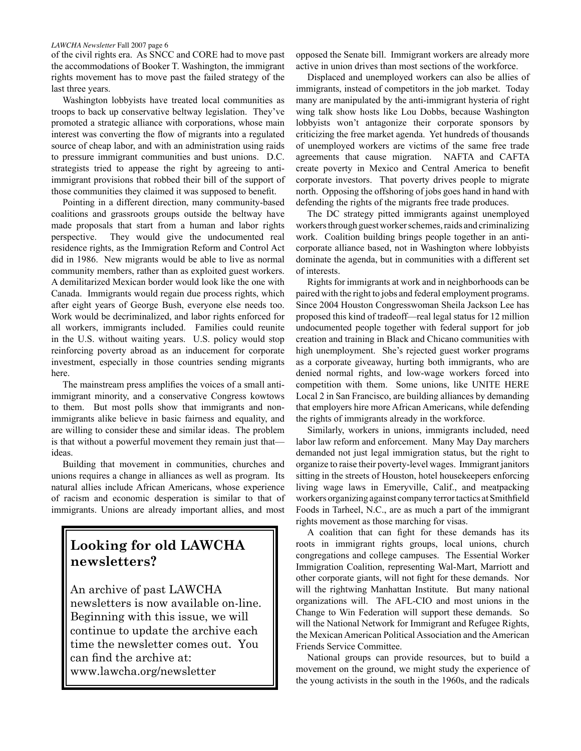of the civil rights era. As SNCC and CORE had to move past the accommodations of Booker T. Washington, the immigrant rights movement has to move past the failed strategy of the last three years.

Washington lobbyists have treated local communities as troops to back up conservative beltway legislation. They've promoted a strategic alliance with corporations, whose main interest was converting the flow of migrants into a regulated source of cheap labor, and with an administration using raids to pressure immigrant communities and bust unions. D.C. strategists tried to appease the right by agreeing to anti-immigrant provisions that robbed their bill of the support of those communities they claimed it was supposed to benefit.

Pointing in a different direction, many community-based coalitions and grassroots groups outside the beltway have made proposals that start from a human and labor rights perspective. They would give the undocumented real residence rights, as the Immigration Reform and Control Act did in 1986. New migrants would be able to live as normal community members, rather than as exploited guest workers. A demilitarized Mexican border would look like the one with Canada. Immigrants would regain due process rights, which after eight years of George Bush, everyone else needs too. Work would be decriminalized, and labor rights enforced for all workers, immigrants included. Families could reunite in the U.S. without waiting years. U.S. policy would stop reinforcing poverty abroad as an inducement for corporate investment, especially in those countries sending migrants here.

The mainstream press amplifies the voices of a small anti-immigrant minority, and a conservative Congress kowtows to them. But most polls show that immigrants and non-immigrants alike believe in basic fairness and equality, and are willing to consider these and similar ideas. The problem is that without a powerful movement they remain just that—ideas.

Building that movement in communities, churches and unions requires a change in alliances as well as program. Its natural allies include African Americans, whose experience of racism and economic desperation is similar to that of immigrants. Unions are already important allies, and most opposed the Senate bill. Immigrant workers are already more active in union drives than most sections of the workforce.

Displaced and unemployed workers can also be allies of immigrants, instead of competitors in the job market. Today many are manipulated by the anti-immigrant hysteria of right wing talk show hosts like Lou Dobbs, because Washington lobbyists won't antagonize their corporate sponsors by criticizing the free market agenda. Yet hundreds of thousands of unemployed workers are victims of the same free trade agreements that cause migration. NAFTA and CAFTA create poverty in Mexico and Central America to benefit corporate investors. That poverty drives people to migrate north. Opposing the offshoring of jobs goes hand in hand with defending the rights of the migrants free trade produces.

The DC strategy pitted immigrants against unemployed workers through guest worker schemes, raids and criminalizing work. Coalition building brings people together in an anti-corporate alliance based, not in Washington where lobbyists dominate the agenda, but in communities with a different set of interests.

Rights for immigrants at work and in neighborhoods can be paired with the right to jobs and federal employment programs. Since 2004 Houston Congresswoman Sheila Jackson Lee has proposed this kind of tradeoff—real legal status for 12 million undocumented people together with federal support for job creation and training in Black and Chicano communities with high unemployment. She's rejected guest worker programs as a corporate giveaway, hurting both immigrants, who are denied normal rights, and low-wage workers forced into competition with them. Some unions, like UNITE HERE Local 2 in San Francisco, are building alliances by demanding that employers hire more African Americans, while defending the rights of immigrants already in the workforce.

Similarly, workers in unions, immigrants included, need labor law reform and enforcement. Many May Day marchers demanded not just legal immigration status, but the right to organize to raise their poverty-level wages. Immigrant janitors sitting in the streets of Houston, hotel housekeepers enforcing living wage laws in Emeryville, Calif., and meatpacking workers organizing against company terror tactics at Smithfield Foods in Tarheel, N.C., are as much a part of the immigrant rights movement as those marching for visas.

A coalition that can fight for these demands has its roots in immigrant rights groups, local unions, church congregations and college campuses. The Essential Worker Immigration Coalition, representing Wal-Mart, Marriott and other corporate giants, will not fight for these demands. Nor will the rightwing Manhattan Institute. But many national organizations will. The AFL-CIO and most unions in the Change to Win Federation will support these demands. So will the National Network for Immigrant and Refugee Rights, the Mexican American Political Association and the American Friends Service Committee.

National groups can provide resources, but to build a movement on the ground, we might study the experience of the young activists in the south in the 1960s, and the radicals

## Looking for old LAWCHA newsletters?

An archive of past LAWCHA newsletters is now available on-line. Beginning with this issue, we will continue to update the archive each time the newsletter comes out. You can find the archive at: www.lawcha.org/newsletter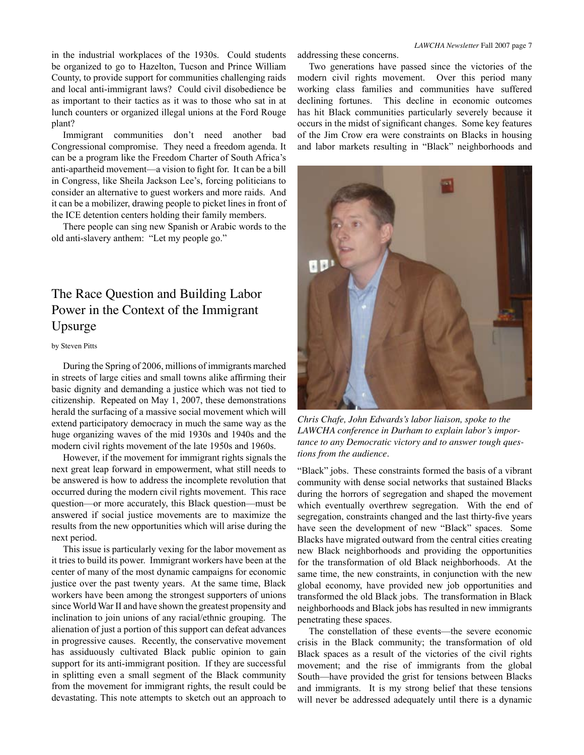in the industrial workplaces of the 1930s. Could students be organized to go to Hazelton, Tucson and Prince William County, to provide support for communities challenging raids and local anti-immigrant laws? Could civil disobedience be as important to their tactics as it was to those who sat in at lunch counters or organized illegal unions at the Ford Rouge plant?

Immigrant communities don't need another bad Congressional compromise. They need a freedom agenda. It can be a program like the Freedom Charter of South Africa's anti-apartheid movement—a vision to fight for. It can be a bill in Congress, like Sheila Jackson Lee's, forcing politicians to consider an alternative to guest workers and more raids. And it can be a mobilizer, drawing people to picket lines in front of the ICE detention centers holding their family members.

There people can sing new Spanish or Arabic words to the old anti-slavery anthem: "Let my people go."

## The Race Question and Building Labor Power in the Context of the Immigrant Upsurge

by Steven Pitts

During the Spring of 2006, millions of immigrants marched in streets of large cities and small towns alike affirming their basic dignity and demanding a justice which was not tied to citizenship. Repeated on May 1, 2007, these demonstrations herald the surfacing of a massive social movement which will extend participatory democracy in much the same way as the huge organizing waves of the mid 1930s and 1940s and the modern civil rights movement of the late 1950s and 1960s.

However, if the movement for immigrant rights signals the next great leap forward in empowerment, what still needs to be answered is how to address the incomplete revolution that occurred during the modern civil rights movement. This race question—or more accurately, this Black question—must be answered if social justice movements are to maximize the results from the new opportunities which will arise during the next period.

This issue is particularly vexing for the labor movement as it tries to build its power. Immigrant workers have been at the center of many of the most dynamic campaigns for economic justice over the past twenty years. At the same time, Black workers have been among the strongest supporters of unions since World War II and have shown the greatest propensity and inclination to join unions of any racial/ethnic grouping. The alienation of just a portion of this support can defeat advances in progressive causes. Recently, the conservative movement has assiduously cultivated Black public opinion to gain support for its anti-immigrant position. If they are successful in splitting even a small segment of the Black community from the movement for immigrant rights, the result could be devastating. This note attempts to sketch out an approach to addressing these concerns.

Two generations have passed since the victories of the modern civil rights movement. Over this period many working class families and communities have suffered declining fortunes. This decline in economic outcomes has hit Black communities particularly severely because it occurs in the midst of significant changes. Some key features of the Jim Crow era were constraints on Blacks in housing and labor markets resulting in "Black" neighborhoods and "Black" jobs. These constraints formed the basis of a vibrant community with dense social networks that sustained Blacks during the horrors of segregation and shaped the movement which eventually overthrew segregation. With the end of segregation, constraints changed and the last thirty-five years have seen the development of new "Black" spaces. Some Blacks have migrated outward from the central cities creating new Black neighborhoods and providing the opportunities for the transformation of old Black neighborhoods. At the same time, the new constraints, in conjunction with the new global economy, have provided new job opportunities and transformed the old Black jobs. The transformation in Black neighborhoods and Black jobs has resulted in new immigrants penetrating these spaces.

*Chris Chafe, John Edwards's labor liaison, spoke to the LAWCHA conference in Durham to explain labor's importance to any Democratic victory and to answer tough questions from the audience.*

The constellation of these events—the severe economic crisis in the Black community; the transformation of old Black spaces as a result of the victories of the civil rights movement; and the rise of immigrants from the global South—have provided the grist for tensions between Blacks and immigrants. It is my strong belief that these tensions will never be addressed adequately until there is a dynamic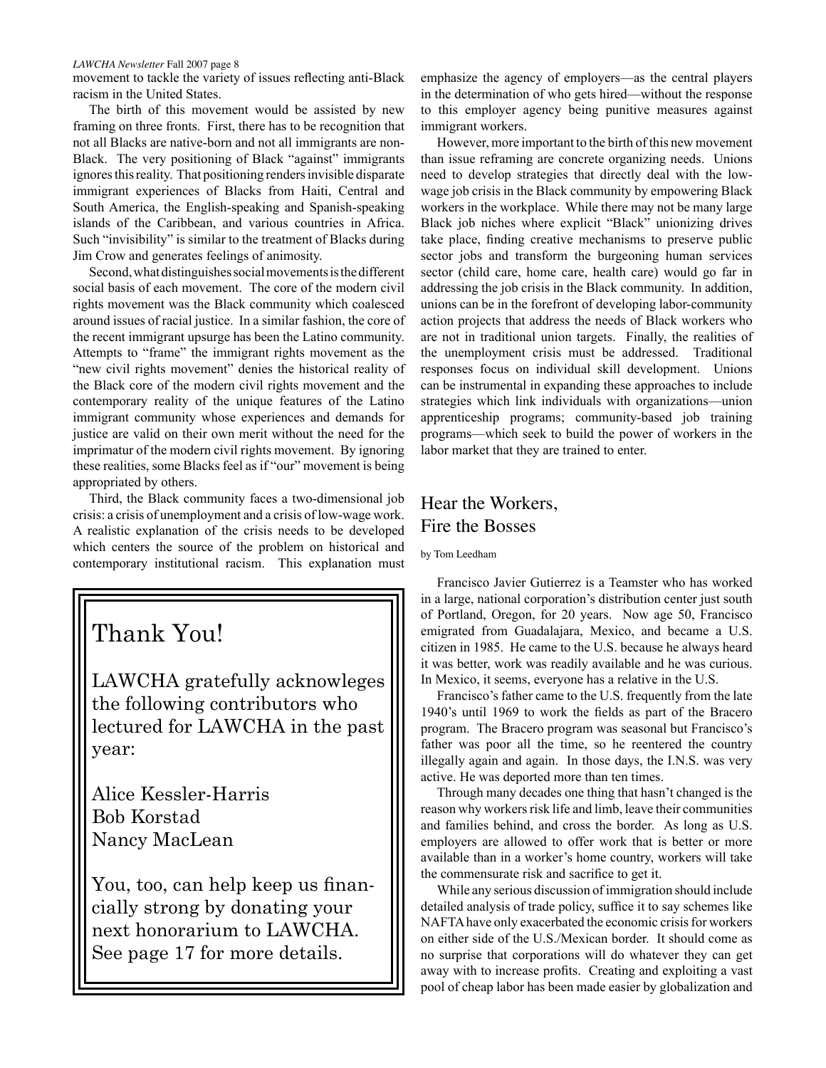movement to tackle the variety of issues reflecting anti-Black racism in the United States.

The birth of this movement would be assisted by new framing on three fronts. First, there has to be recognition that not all Blacks are native-born and not all immigrants are non-Black. The very positioning of Black "against" immigrants ignores this reality. That positioning renders invisible disparate immigrant experiences of Blacks from Haiti, Central and South America, the English-speaking and Spanish-speaking islands of the Caribbean, and various countries in Africa. Such "invisibility" is similar to the treatment of Blacks during Jim Crow and generates feelings of animosity.

Second, what distinguishes social movements is the different social basis of each movement. The core of the modern civil rights movement was the Black community which coalesced around issues of racial justice. In a similar fashion, the core of the recent immigrant upsurge has been the Latino community. Attempts to "frame" the immigrant rights movement as the "new civil rights movement" denies the historical reality of the Black core of the modern civil rights movement and the contemporary reality of the unique features of the Latino immigrant community whose experiences and demands for justice are valid on their own merit without the need for the imprimatur of the modern civil rights movement. By ignoring these realities, some Blacks feel as if "our" movement is being appropriated by others.

Third, the Black community faces a two-dimensional job crisis: a crisis of unemployment and a crisis of low-wage work. A realistic explanation of the crisis needs to be developed which centers the source of the problem on historical and contemporary institutional racism. This explanation must emphasize the agency of employers—as the central players in the determination of who gets hired—without the response to this employer agency being punitive measures against immigrant workers.

However, more important to the birth of this new movement than issue reframing are concrete organizing needs. Unions need to develop strategies that directly deal with the low-wage job crisis in the Black community by empowering Black workers in the workplace. While there may not be many large Black job niches where explicit "Black" unionizing drives take place, finding creative mechanisms to preserve public sector jobs and transform the burgeoning human services sector (child care, home care, health care) would go far in addressing the job crisis in the Black community. In addition, unions can be in the forefront of developing labor-community action projects that address the needs of Black workers who are not in traditional union targets. Finally, the realities of the unemployment crisis must be addressed. Traditional responses focus on individual skill development. Unions can be instrumental in expanding these approaches to include strategies which link individuals with organizations—union apprenticeship programs; community-based job training programs—which seek to build the power of workers in the labor market that they are trained to enter.

> ## Thank You!
>
> LAWCHA gratefully acknowleges the following contributors who lectured for LAWCHA in the past year:
>
> Alice Kessler-Harris
> Bob Korstad
> Nancy MacLean
>
> You, too, can help keep us financially strong by donating your next honorarium to LAWCHA. See page 17 for more details.

## Hear the Workers, Fire the Bosses

by Tom Leedham

Francisco Javier Gutierrez is a Teamster who has worked in a large, national corporation's distribution center just south of Portland, Oregon, for 20 years. Now age 50, Francisco emigrated from Guadalajara, Mexico, and became a U.S. citizen in 1985. He came to the U.S. because he always heard it was better, work was readily available and he was curious. In Mexico, it seems, everyone has a relative in the U.S.

Francisco's father came to the U.S. frequently from the late 1940's until 1969 to work the fields as part of the Bracero program. The Bracero program was seasonal but Francisco's father was poor all the time, so he reentered the country illegally again and again. In those days, the I.N.S. was very active. He was deported more than ten times.

Through many decades one thing that hasn't changed is the reason why workers risk life and limb, leave their communities and families behind, and cross the border. As long as U.S. employers are allowed to offer work that is better or more available than in a worker's home country, workers will take the commensurate risk and sacrifice to get it.

While any serious discussion of immigration should include detailed analysis of trade policy, suffice it to say schemes like NAFTA have only exacerbated the economic crisis for workers on either side of the U.S./Mexican border. It should come as no surprise that corporations will do whatever they can get away with to increase profits. Creating and exploiting a vast pool of cheap labor has been made easier by globalization and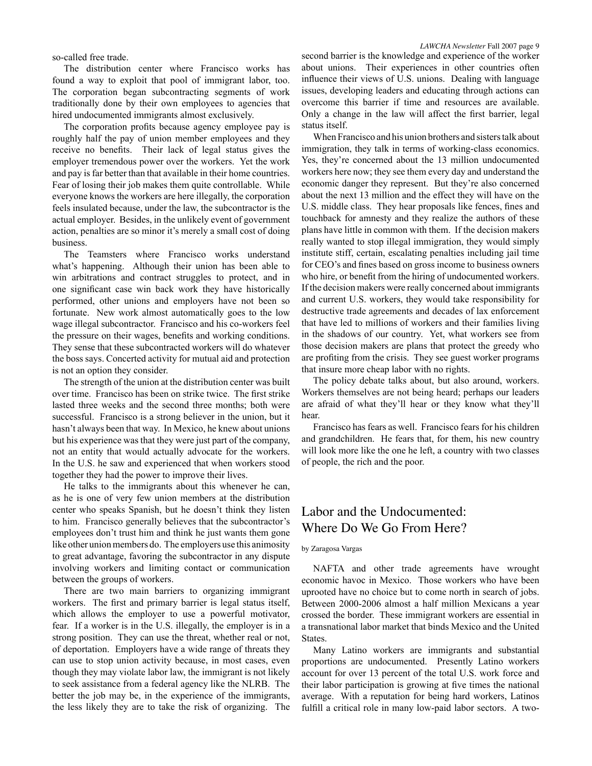so-called free trade.

The distribution center where Francisco works has found a way to exploit that pool of immigrant labor, too. The corporation began subcontracting segments of work traditionally done by their own employees to agencies that hired undocumented immigrants almost exclusively.

The corporation profits because agency employee pay is roughly half the pay of union member employees and they receive no benefits. Their lack of legal status gives the employer tremendous power over the workers. Yet the work and pay is far better than that available in their home countries. Fear of losing their job makes them quite controllable. While everyone knows the workers are here illegally, the corporation feels insulated because, under the law, the subcontractor is the actual employer. Besides, in the unlikely event of government action, penalties are so minor it's merely a small cost of doing business.

The Teamsters where Francisco works understand what's happening. Although their union has been able to win arbitrations and contract struggles to protect, and in one significant case win back work they have historically performed, other unions and employers have not been so fortunate. New work almost automatically goes to the low wage illegal subcontractor. Francisco and his co-workers feel the pressure on their wages, benefits and working conditions. They sense that these subcontracted workers will do whatever the boss says. Concerted activity for mutual aid and protection is not an option they consider.

The strength of the union at the distribution center was built over time. Francisco has been on strike twice. The first strike lasted three weeks and the second three months; both were successful. Francisco is a strong believer in the union, but it hasn't always been that way. In Mexico, he knew about unions but his experience was that they were just part of the company, not an entity that would actually advocate for the workers. In the U.S. he saw and experienced that when workers stood together they had the power to improve their lives.

He talks to the immigrants about this whenever he can, as he is one of very few union members at the distribution center who speaks Spanish, but he doesn't think they listen to him. Francisco generally believes that the subcontractor's employees don't trust him and think he just wants them gone like other union members do. The employers use this animosity to great advantage, favoring the subcontractor in any dispute involving workers and limiting contact or communication between the groups of workers.

There are two main barriers to organizing immigrant workers. The first and primary barrier is legal status itself, which allows the employer to use a powerful motivator, fear. If a worker is in the U.S. illegally, the employer is in a strong position. They can use the threat, whether real or not, of deportation. Employers have a wide range of threats they can use to stop union activity because, in most cases, even though they may violate labor law, the immigrant is not likely to seek assistance from a federal agency like the NLRB. The better the job may be, in the experience of the immigrants, the less likely they are to take the risk of organizing. The second barrier is the knowledge and experience of the worker about unions. Their experiences in other countries often influence their views of U.S. unions. Dealing with language issues, developing leaders and educating through actions can overcome this barrier if time and resources are available. Only a change in the law will affect the first barrier, legal status itself.

When Francisco and his union brothers and sisters talk about immigration, they talk in terms of working-class economics. Yes, they're concerned about the 13 million undocumented workers here now; they see them every day and understand the economic danger they represent. But they're also concerned about the next 13 million and the effect they will have on the U.S. middle class. They hear proposals like fences, fines and touchback for amnesty and they realize the authors of these plans have little in common with them. If the decision makers really wanted to stop illegal immigration, they would simply institute stiff, certain, escalating penalties including jail time for CEO's and fines based on gross income to business owners who hire, or benefit from the hiring of undocumented workers. If the decision makers were really concerned about immigrants and current U.S. workers, they would take responsibility for destructive trade agreements and decades of lax enforcement that have led to millions of workers and their families living in the shadows of our country. Yet, what workers see from those decision makers are plans that protect the greedy who are profiting from the crisis. They see guest worker programs that insure more cheap labor with no rights.

The policy debate talks about, but also around, workers. Workers themselves are not being heard; perhaps our leaders are afraid of what they'll hear or they know what they'll hear.

Francisco has fears as well. Francisco fears for his children and grandchildren. He fears that, for them, his new country will look more like the one he left, a country with two classes of people, the rich and the poor.

## Labor and the Undocumented: Where Do We Go From Here?

by Zaragosa Vargas

NAFTA and other trade agreements have wrought economic havoc in Mexico. Those workers who have been uprooted have no choice but to come north in search of jobs. Between 2000-2006 almost a half million Mexicans a year crossed the border. These immigrant workers are essential in a transnational labor market that binds Mexico and the United States.

Many Latino workers are immigrants and substantial proportions are undocumented. Presently Latino workers account for over 13 percent of the total U.S. work force and their labor participation is growing at five times the national average. With a reputation for being hard workers, Latinos fulfill a critical role in many low-paid labor sectors. A two-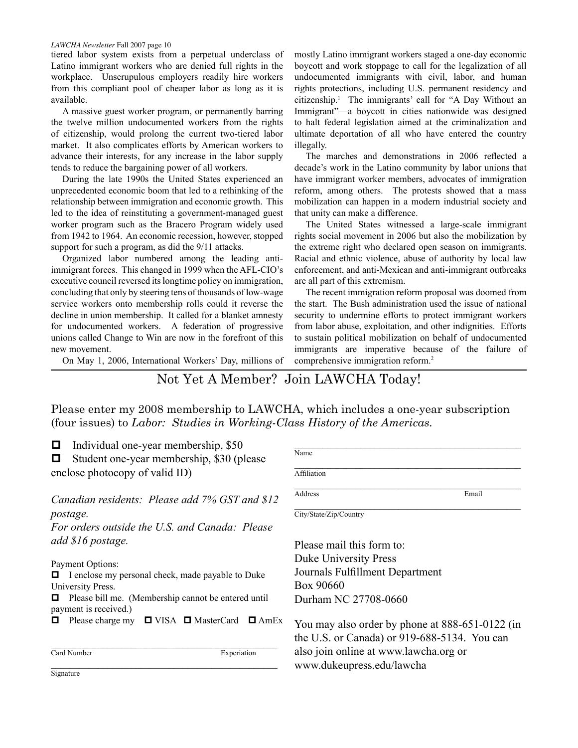tiered labor system exists from a perpetual underclass of Latino immigrant workers who are denied full rights in the workplace. Unscrupulous employers readily hire workers from this compliant pool of cheaper labor as long as it is available.

A massive guest worker program, or permanently barring the twelve million undocumented workers from the rights of citizenship, would prolong the current two-tiered labor market. It also complicates efforts by American workers to advance their interests, for any increase in the labor supply tends to reduce the bargaining power of all workers.

During the late 1990s the United States experienced an unprecedented economic boom that led to a rethinking of the relationship between immigration and economic growth. This led to the idea of reinstituting a government-managed guest worker program such as the Bracero Program widely used from 1942 to 1964. An economic recession, however, stopped support for such a program, as did the 9/11 attacks.

Organized labor numbered among the leading anti-immigrant forces. This changed in 1999 when the AFL-CIO's executive council reversed its longtime policy on immigration, concluding that only by steering tens of thousands of low-wage service workers onto membership rolls could it reverse the decline in union membership. It called for a blanket amnesty for undocumented workers. A federation of progressive unions called Change to Win are now in the forefront of this new movement.

On May 1, 2006, International Workers' Day, millions of mostly Latino immigrant workers staged a one-day economic boycott and work stoppage to call for the legalization of all undocumented immigrants with civil, labor, and human rights protections, including U.S. permanent residency and citizenship.[1] The immigrants' call for "A Day Without an Immigrant"—a boycott in cities nationwide was designed to halt federal legislation aimed at the criminalization and ultimate deportation of all who have entered the country illegally.

The marches and demonstrations in 2006 reflected a decade's work in the Latino community by labor unions that have immigrant worker members, advocates of immigration reform, among others. The protests showed that a mass mobilization can happen in a modern industrial society and that unity can make a difference.

The United States witnessed a large-scale immigrant rights social movement in 2006 but also the mobilization by the extreme right who declared open season on immigrants. Racial and ethnic violence, abuse of authority by local law enforcement, and anti-Mexican and anti-immigrant outbreaks are all part of this extremism.

The recent immigration reform proposal was doomed from the start. The Bush administration used the issue of national security to undermine efforts to protect immigrant workers from labor abuse, exploitation, and other indignities. Efforts to sustain political mobilization on behalf of undocumented immigrants are imperative because of the failure of comprehensive immigration reform.[2]

---

## Not Yet A Member? Join LAWCHA Today!

Please enter my 2008 membership to LAWCHA, which includes a one-year subscription (four issues) to *Labor: Studies in Working-Class History of the Americas.*

- ☐ Individual one-year membership, $50
- ☐ Student one-year membership, $30 (please enclose photocopy of valid ID)

*Canadian residents: Please add 7% GST and $12 postage.*
*For orders outside the U.S. and Canada: Please add $16 postage.*

Payment Options:

- ☐ I enclose my personal check, made payable to Duke University Press.
- ☐ Please bill me. (Membership cannot be entered until payment is received.)
- ☐ Please charge my ☐ VISA ☐ MasterCard ☐ AmEx

\_\_\_\_\_\_\_\_\_\_\_\_\_\_\_\_\_\_\_\_\_\_\_\_\_\_\_\_\_\_\_\_\_\_\_\_\_\_\_\_
Card Number Experiation

\_\_\_\_\_\_\_\_\_\_\_\_\_\_\_\_\_\_\_\_\_\_\_\_\_\_\_\_\_\_\_\_\_\_\_\_\_\_\_\_
Signature

\_\_\_\_\_\_\_\_\_\_\_\_\_\_\_\_\_\_\_\_\_\_\_\_\_\_\_\_\_\_\_\_\_\_\_\_\_\_\_\_
Name

\_\_\_\_\_\_\_\_\_\_\_\_\_\_\_\_\_\_\_\_\_\_\_\_\_\_\_\_\_\_\_\_\_\_\_\_\_\_\_\_
Affiliation

\_\_\_\_\_\_\_\_\_\_\_\_\_\_\_\_\_\_\_\_\_\_\_\_\_\_\_\_\_\_\_\_\_\_\_\_\_\_\_\_
Address Email

\_\_\_\_\_\_\_\_\_\_\_\_\_\_\_\_\_\_\_\_\_\_\_\_\_\_\_\_\_\_\_\_\_\_\_\_\_\_\_\_
City/State/Zip/Country

Please mail this form to:
Duke University Press
Journals Fulfillment Department
Box 90660
Durham NC 27708-0660

You may also order by phone at 888-651-0122 (in the U.S. or Canada) or 919-688-5134. You can also join online at www.lawcha.org or www.dukeupress.edu/lawcha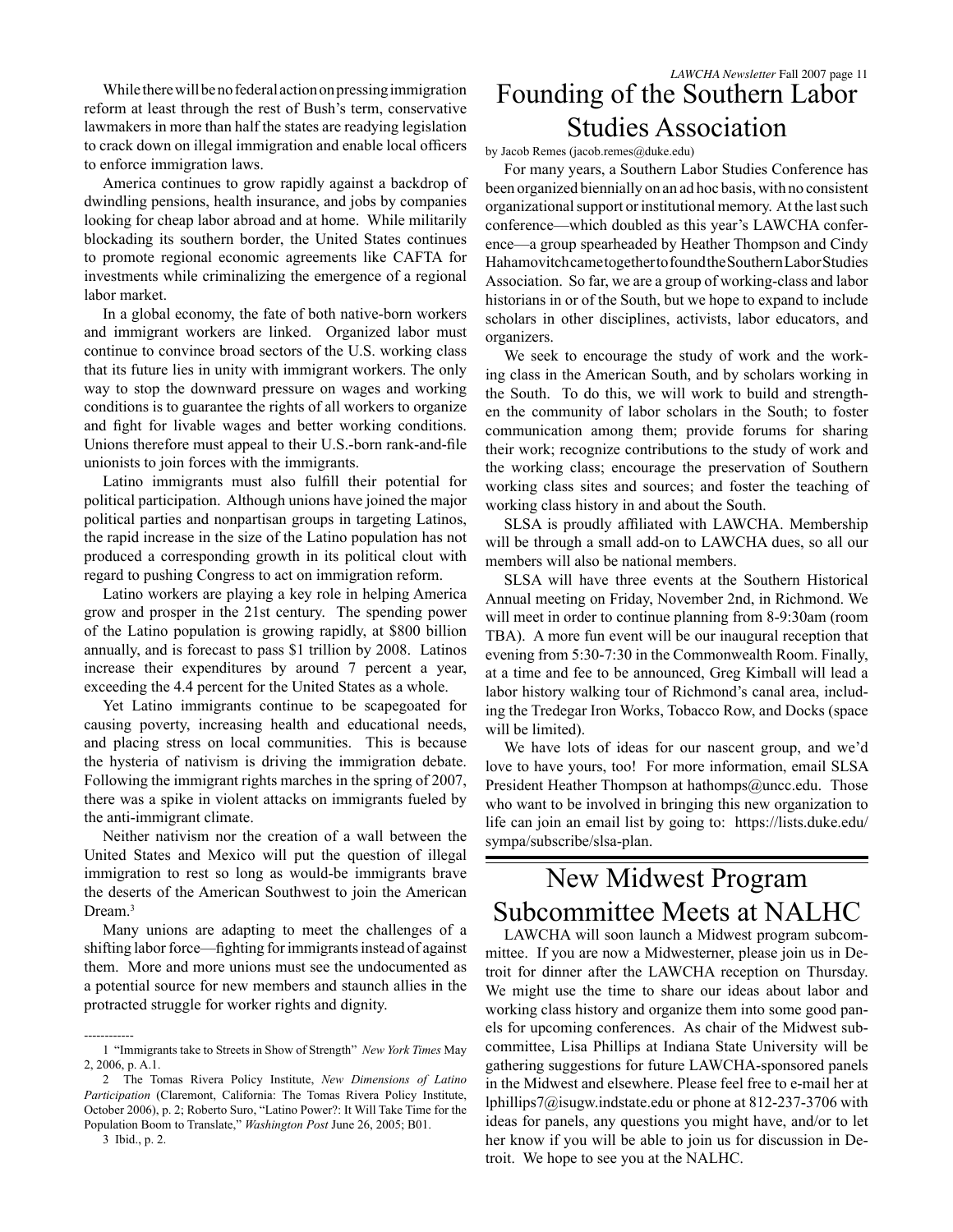While there will be no federal action on pressing immigration reform at least through the rest of Bush's term, conservative lawmakers in more than half the states are readying legislation to crack down on illegal immigration and enable local officers to enforce immigration laws.

America continues to grow rapidly against a backdrop of dwindling pensions, health insurance, and jobs by companies looking for cheap labor abroad and at home. While militarily blockading its southern border, the United States continues to promote regional economic agreements like CAFTA for investments while criminalizing the emergence of a regional labor market.

In a global economy, the fate of both native-born workers and immigrant workers are linked. Organized labor must continue to convince broad sectors of the U.S. working class that its future lies in unity with immigrant workers. The only way to stop the downward pressure on wages and working conditions is to guarantee the rights of all workers to organize and fight for livable wages and better working conditions. Unions therefore must appeal to their U.S.-born rank-and-file unionists to join forces with the immigrants.

Latino immigrants must also fulfill their potential for political participation. Although unions have joined the major political parties and nonpartisan groups in targeting Latinos, the rapid increase in the size of the Latino population has not produced a corresponding growth in its political clout with regard to pushing Congress to act on immigration reform.

Latino workers are playing a key role in helping America grow and prosper in the 21st century. The spending power of the Latino population is growing rapidly, at $800 billion annually, and is forecast to pass $1 trillion by 2008. Latinos increase their expenditures by around 7 percent a year, exceeding the 4.4 percent for the United States as a whole.

Yet Latino immigrants continue to be scapegoated for causing poverty, increasing health and educational needs, and placing stress on local communities. This is because the hysteria of nativism is driving the immigration debate. Following the immigrant rights marches in the spring of 2007, there was a spike in violent attacks on immigrants fueled by the anti-immigrant climate.

Neither nativism nor the creation of a wall between the United States and Mexico will put the question of illegal immigration to rest so long as would-be immigrants brave the deserts of the American Southwest to join the American Dream.[3]

Many unions are adapting to meet the challenges of a shifting labor force—fighting for immigrants instead of against them. More and more unions must see the undocumented as a potential source for new members and staunch allies in the protracted struggle for worker rights and dignity.

------------

1 "Immigrants take to Streets in Show of Strength" *New York Times* May 2, 2006, p. A.1.

2 The Tomas Rivera Policy Institute, *New Dimensions of Latino Participation* (Claremont, California: The Tomas Rivera Policy Institute, October 2006), p. 2; Roberto Suro, "Latino Power?: It Will Take Time for the Population Boom to Translate," *Washington Post* June 26, 2005; B01.

3 Ibid., p. 2.

# Founding of the Southern Labor Studies Association

by Jacob Remes (jacob.remes@duke.edu)

For many years, a Southern Labor Studies Conference has been organized biennially on an ad hoc basis, with no consistent organizational support or institutional memory. At the last such conference—which doubled as this year's LAWCHA conference—a group spearheaded by Heather Thompson and Cindy Hahamovitch came together to found the Southern Labor Studies Association. So far, we are a group of working-class and labor historians in or of the South, but we hope to expand to include scholars in other disciplines, activists, labor educators, and organizers.

We seek to encourage the study of work and the working class in the American South, and by scholars working in the South. To do this, we will work to build and strengthen the community of labor scholars in the South; to foster communication among them; provide forums for sharing their work; recognize contributions to the study of work and the working class; encourage the preservation of Southern working class sites and sources; and foster the teaching of working class history in and about the South.

SLSA is proudly affiliated with LAWCHA. Membership will be through a small add-on to LAWCHA dues, so all our members will also be national members.

SLSA will have three events at the Southern Historical Annual meeting on Friday, November 2nd, in Richmond. We will meet in order to continue planning from 8-9:30am (room TBA). A more fun event will be our inaugural reception that evening from 5:30-7:30 in the Commonwealth Room. Finally, at a time and fee to be announced, Greg Kimball will lead a labor history walking tour of Richmond's canal area, including the Tredegar Iron Works, Tobacco Row, and Docks (space will be limited).

We have lots of ideas for our nascent group, and we'd love to have yours, too! For more information, email SLSA President Heather Thompson at hathomps@uncc.edu. Those who want to be involved in bringing this new organization to life can join an email list by going to: https://lists.duke.edu/sympa/subscribe/slsa-plan.

# New Midwest Program Subcommittee Meets at NALHC

LAWCHA will soon launch a Midwest program subcommittee. If you are now a Midwesterner, please join us in Detroit for dinner after the LAWCHA reception on Thursday. We might use the time to share our ideas about labor and working class history and organize them into some good panels for upcoming conferences. As chair of the Midwest subcommittee, Lisa Phillips at Indiana State University will be gathering suggestions for future LAWCHA-sponsored panels in the Midwest and elsewhere. Please feel free to e-mail her at lphillips7@isugw.indstate.edu or phone at 812-237-3706 with ideas for panels, any questions you might have, and/or to let her know if you will be able to join us for discussion in Detroit. We hope to see you at the NALHC.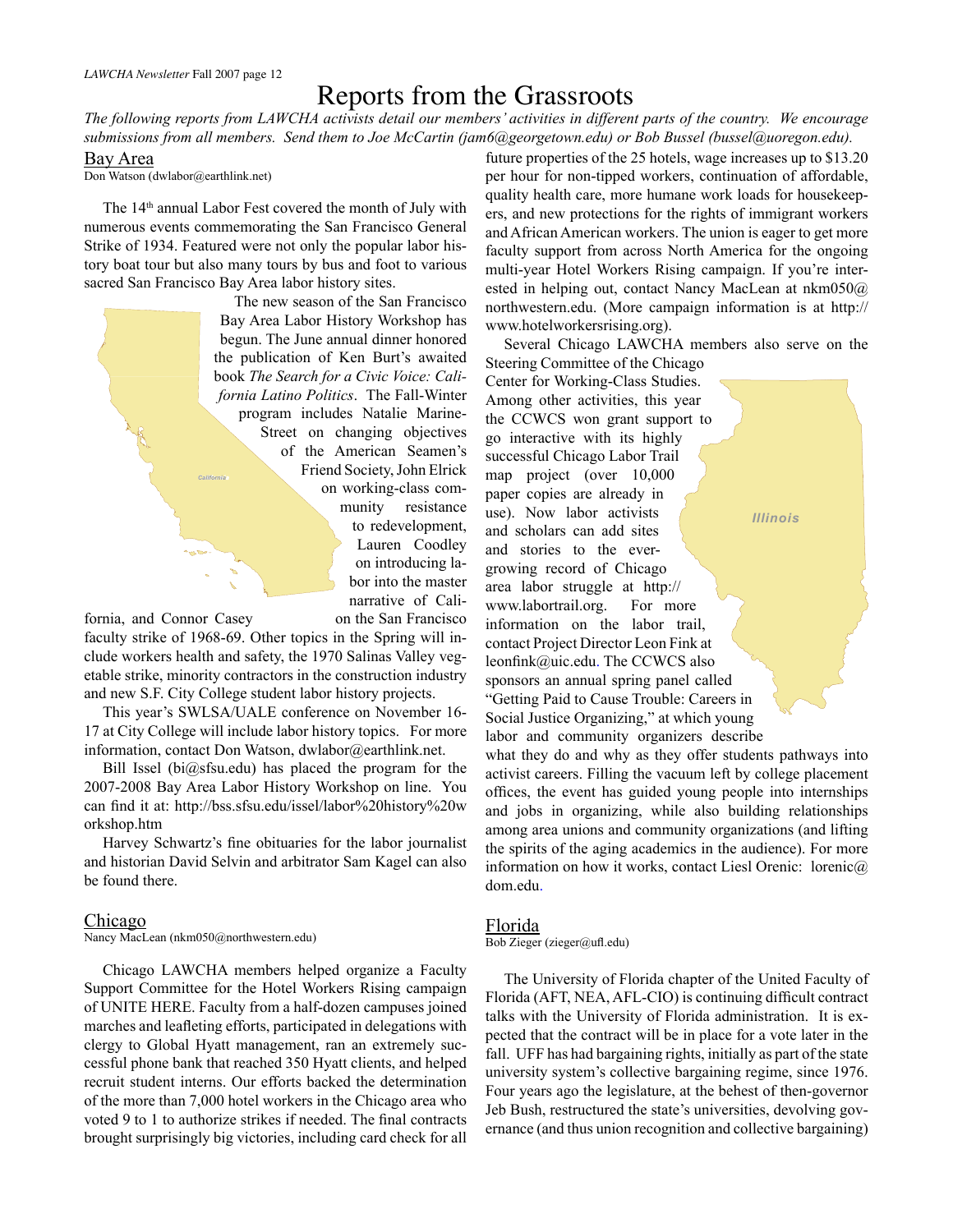# Reports from the Grassroots

*The following reports from LAWCHA activists detail our members' activities in different parts of the country. We encourage submissions from all members. Send them to Joe McCartin (jam6@georgetown.edu) or Bob Bussel (bussel@uoregon.edu).*

## Bay Area

Don Watson (dwlabor@earthlink.net)

The 14th annual Labor Fest covered the month of July with numerous events commemorating the San Francisco General Strike of 1934. Featured were not only the popular labor history boat tour but also many tours by bus and foot to various sacred San Francisco Bay Area labor history sites.

The new season of the San Francisco Bay Area Labor History Workshop has begun. The June annual dinner honored the publication of Ken Burt's awaited book *The Search for a Civic Voice: California Latino Politics*. The Fall-Winter program includes Natalie Marine-Street on changing objectives of the American Seamen's Friend Society, John Elrick on working-class community resistance to redevelopment, Lauren Coodley on introducing labor into the master narrative of California, and Connor Casey on the San Francisco faculty strike of 1968-69. Other topics in the Spring will include workers health and safety, the 1970 Salinas Valley vegetable strike, minority contractors in the construction industry and new S.F. City College student labor history projects.

This year's SWLSA/UALE conference on November 16-17 at City College will include labor history topics. For more information, contact Don Watson, dwlabor@earthlink.net.

Bill Issel (bi@sfsu.edu) has placed the program for the 2007-2008 Bay Area Labor History Workshop on line. You can find it at: http://bss.sfsu.edu/issel/labor%20history%20workshop.htm

Harvey Schwartz's fine obituaries for the labor journalist and historian David Selvin and arbitrator Sam Kagel can also be found there.

## Chicago

Nancy MacLean (nkm050@northwestern.edu)

Chicago LAWCHA members helped organize a Faculty Support Committee for the Hotel Workers Rising campaign of UNITE HERE. Faculty from a half-dozen campuses joined marches and leafleting efforts, participated in delegations with clergy to Global Hyatt management, ran an extremely successful phone bank that reached 350 Hyatt clients, and helped recruit student interns. Our efforts backed the determination of the more than 7,000 hotel workers in the Chicago area who voted 9 to 1 to authorize strikes if needed. The final contracts brought surprisingly big victories, including card check for all future properties of the 25 hotels, wage increases up to $13.20 per hour for non-tipped workers, continuation of affordable, quality health care, more humane work loads for housekeepers, and new protections for the rights of immigrant workers and African American workers. The union is eager to get more faculty support from across North America for the ongoing multi-year Hotel Workers Rising campaign. If you're interested in helping out, contact Nancy MacLean at nkm050@northwestern.edu. (More campaign information is at http://www.hotelworkersrising.org).

Several Chicago LAWCHA members also serve on the Steering Committee of the Chicago Center for Working-Class Studies. Among other activities, this year the CCWCS won grant support to go interactive with its highly successful Chicago Labor Trail map project (over 10,000 paper copies are already in use). Now labor activists and scholars can add sites and stories to the ever-growing record of Chicago area labor struggle at http://www.labortrail.org. For more information on the labor trail, contact Project Director Leon Fink at leonfink@uic.edu. The CCWCS also sponsors an annual spring panel called "Getting Paid to Cause Trouble: Careers in Social Justice Organizing," at which young labor and community organizers describe what they do and why as they offer students pathways into activist careers. Filling the vacuum left by college placement offices, the event has guided young people into internships and jobs in organizing, while also building relationships among area unions and community organizations (and lifting the spirits of the aging academics in the audience). For more information on how it works, contact Liesl Orenic: lorenic@dom.edu.

## Florida

Bob Zieger (zieger@ufl.edu)

The University of Florida chapter of the United Faculty of Florida (AFT, NEA, AFL-CIO) is continuing difficult contract talks with the University of Florida administration. It is expected that the contract will be in place for a vote later in the fall. UFF has had bargaining rights, initially as part of the state university system's collective bargaining regime, since 1976. Four years ago the legislature, at the behest of then-governor Jeb Bush, restructured the state's universities, devolving governance (and thus union recognition and collective bargaining)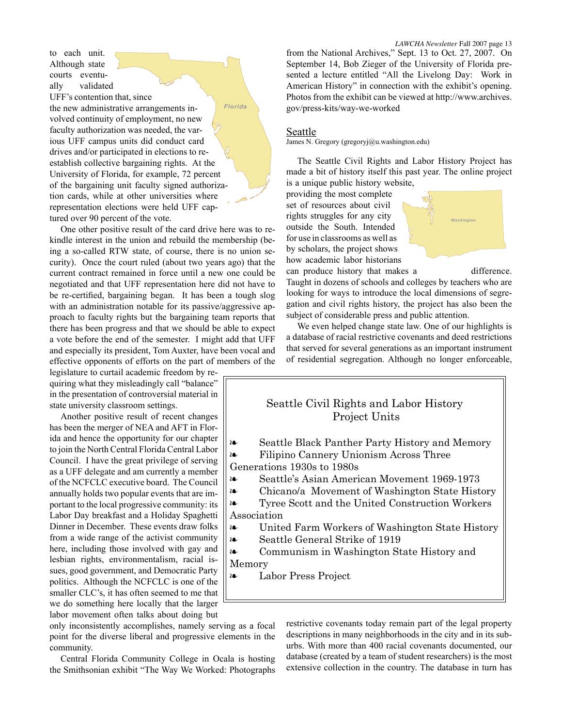to each unit. Although state courts eventually validated UFF's contention that, since the new administrative arrangements involved continuity of employment, no new faculty authorization was needed, the various UFF campus units did conduct card drives and/or participated in elections to reestablish collective bargaining rights. At the University of Florida, for example, 72 percent of the bargaining unit faculty signed authorization cards, while at other universities where representation elections were held UFF captured over 90 percent of the vote.

One other positive result of the card drive here was to rekindle interest in the union and rebuild the membership (being a so-called RTW state, of course, there is no union security). Once the court ruled (about two years ago) that the current contract remained in force until a new one could be negotiated and that UFF representation here did not have to be re-certified, bargaining began. It has been a tough slog with an administration notable for its passive/aggressive approach to faculty rights but the bargaining team reports that there has been progress and that we should be able to expect a vote before the end of the semester. I might add that UFF and especially its president, Tom Auxter, have been vocal and effective opponents of efforts on the part of members of the legislature to curtail academic freedom by requiring what they misleadingly call "balance" in the presentation of controversial material in state university classroom settings.

Another positive result of recent changes has been the merger of NEA and AFT in Florida and hence the opportunity for our chapter to join the North Central Florida Central Labor Council. I have the great privilege of serving as a UFF delegate and am currently a member of the NCFCLC executive board. The Council annually holds two popular events that are important to the local progressive community: its Labor Day breakfast and a Holiday Spaghetti Dinner in December. These events draw folks from a wide range of the activist community here, including those involved with gay and lesbian rights, environmentalism, racial issues, good government, and Democratic Party politics. Although the NCFCLC is one of the smaller CLC's, it has often seemed to me that we do something here locally that the larger labor movement often talks about doing but only inconsistently accomplishes, namely serving as a focal point for the diverse liberal and progressive elements in the community.

Central Florida Community College in Ocala is hosting the Smithsonian exhibit "The Way We Worked: Photographs from the National Archives," Sept. 13 to Oct. 27, 2007. On September 14, Bob Zieger of the University of Florida presented a lecture entitled "All the Livelong Day: Work in American History" in connection with the exhibit's opening. Photos from the exhibit can be viewed at http://www.archives.gov/press-kits/way-we-worked

## Seattle

James N. Gregory (gregoryj@u.washington.edu)

The Seattle Civil Rights and Labor History Project has made a bit of history itself this past year. The online project is a unique public history website, providing the most complete set of resources about civil rights struggles for any city outside the South. Intended for use in classrooms as well as by scholars, the project shows how academic labor historians can produce history that makes a difference. Taught in dozens of schools and colleges by teachers who are looking for ways to introduce the local dimensions of segregation and civil rights history, the project has also been the subject of considerable press and public attention.

We even helped change state law. One of our highlights is a database of racial restrictive covenants and deed restrictions that served for several generations as an important instrument of residential segregation. Although no longer enforceable, restrictive covenants today remain part of the legal property descriptions in many neighborhoods in the city and in its suburbs. With more than 400 racial covenants documented, our database (created by a team of student researchers) is the most extensive collection in the country. The database in turn has

### Seattle Civil Rights and Labor History Project Units

- Seattle Black Panther Party History and Memory
- Filipino Cannery Unionism Across Three Generations 1930s to 1980s
- Seattle's Asian American Movement 1969-1973
- Chicano/a Movement of Washington State History
- Tyree Scott and the United Construction Workers Association
- United Farm Workers of Washington State History
- Seattle General Strike of 1919
- Communism in Washington State History and Memory
- Labor Press Project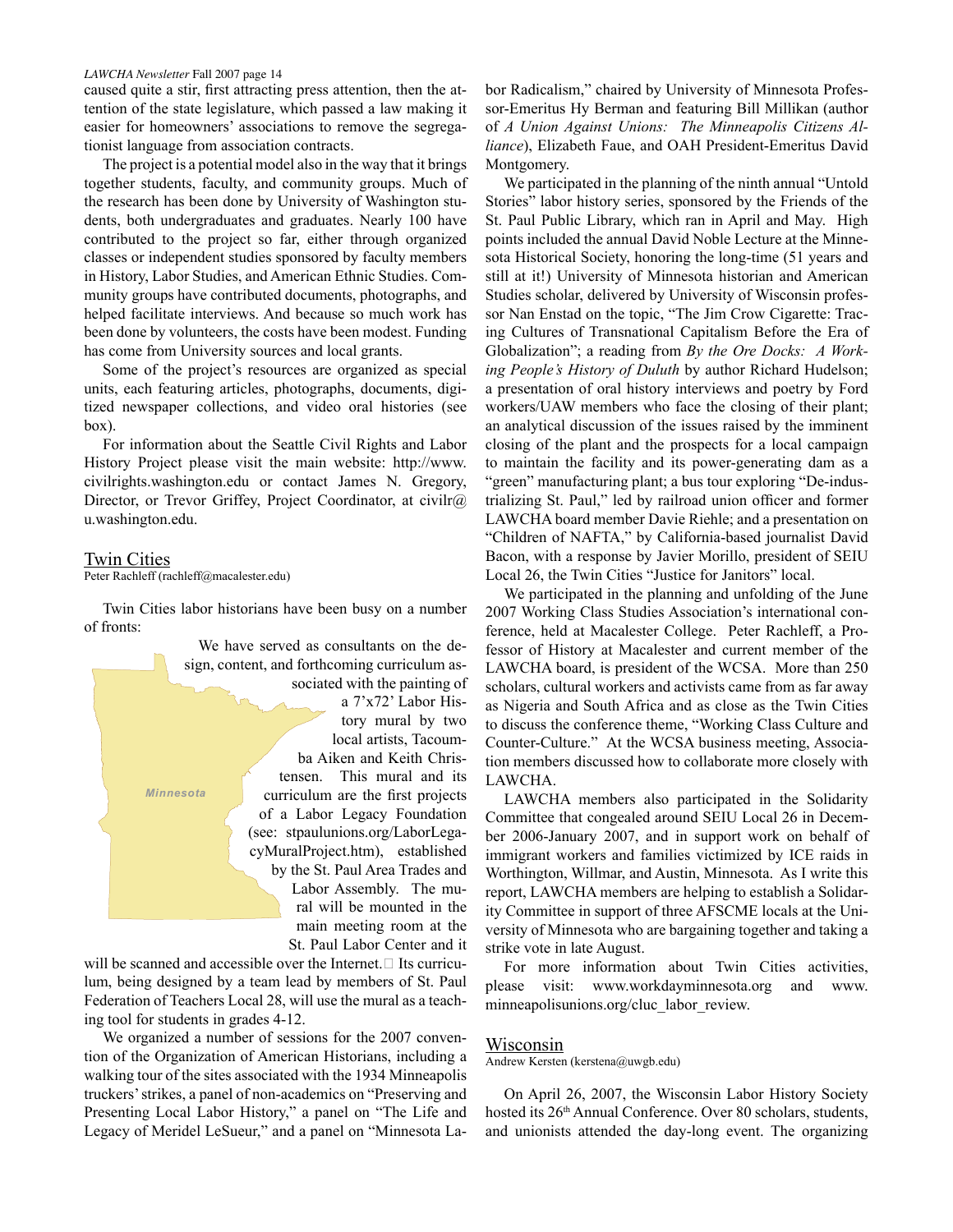caused quite a stir, first attracting press attention, then the attention of the state legislature, which passed a law making it easier for homeowners' associations to remove the segregationist language from association contracts.

The project is a potential model also in the way that it brings together students, faculty, and community groups. Much of the research has been done by University of Washington students, both undergraduates and graduates. Nearly 100 have contributed to the project so far, either through organized classes or independent studies sponsored by faculty members in History, Labor Studies, and American Ethnic Studies. Community groups have contributed documents, photographs, and helped facilitate interviews. And because so much work has been done by volunteers, the costs have been modest. Funding has come from University sources and local grants.

Some of the project's resources are organized as special units, each featuring articles, photographs, documents, digitized newspaper collections, and video oral histories (see box).

For information about the Seattle Civil Rights and Labor History Project please visit the main website: http://www.civilrights.washington.edu or contact James N. Gregory, Director, or Trevor Griffey, Project Coordinator, at civilr@u.washington.edu.

## Twin Cities

Peter Rachleff (rachleff@macalester.edu)

Twin Cities labor historians have been busy on a number of fronts:

Minnesota

We have served as consultants on the design, content, and forthcoming curriculum associated with the painting of a 7'x72' Labor History mural by two local artists, Tacoumba Aiken and Keith Christensen. This mural and its curriculum are the first projects of a Labor Legacy Foundation (see: stpaulunions.org/LaborLegacyMuralProject.htm), established by the St. Paul Area Trades and Labor Assembly. The mural will be mounted in the main meeting room at the St. Paul Labor Center and it will be scanned and accessible over the Internet. Its curriculum, being designed by a team lead by members of St. Paul Federation of Teachers Local 28, will use the mural as a teaching tool for students in grades 4-12.

We organized a number of sessions for the 2007 convention of the Organization of American Historians, including a walking tour of the sites associated with the 1934 Minneapolis truckers' strikes, a panel of non-academics on "Preserving and Presenting Local Labor History," a panel on "The Life and Legacy of Meridel LeSueur," and a panel on "Minnesota Labor Radicalism," chaired by University of Minnesota Professor-Emeritus Hy Berman and featuring Bill Millikan (author of *A Union Against Unions: The Minneapolis Citizens Alliance*), Elizabeth Faue, and OAH President-Emeritus David Montgomery.

We participated in the planning of the ninth annual "Untold Stories" labor history series, sponsored by the Friends of the St. Paul Public Library, which ran in April and May. High points included the annual David Noble Lecture at the Minnesota Historical Society, honoring the long-time (51 years and still at it!) University of Minnesota historian and American Studies scholar, delivered by University of Wisconsin professor Nan Enstad on the topic, "The Jim Crow Cigarette: Tracing Cultures of Transnational Capitalism Before the Era of Globalization"; a reading from *By the Ore Docks: A Working People's History of Duluth* by author Richard Hudelson; a presentation of oral history interviews and poetry by Ford workers/UAW members who face the closing of their plant; an analytical discussion of the issues raised by the imminent closing of the plant and the prospects for a local campaign to maintain the facility and its power-generating dam as a "green" manufacturing plant; a bus tour exploring "De-industrializing St. Paul," led by railroad union officer and former LAWCHA board member Davie Riehle; and a presentation on "Children of NAFTA," by California-based journalist David Bacon, with a response by Javier Morillo, president of SEIU Local 26, the Twin Cities "Justice for Janitors" local.

We participated in the planning and unfolding of the June 2007 Working Class Studies Association's international conference, held at Macalester College. Peter Rachleff, a Professor of History at Macalester and current member of the LAWCHA board, is president of the WCSA. More than 250 scholars, cultural workers and activists came from as far away as Nigeria and South Africa and as close as the Twin Cities to discuss the conference theme, "Working Class Culture and Counter-Culture." At the WCSA business meeting, Association members discussed how to collaborate more closely with LAWCHA.

LAWCHA members also participated in the Solidarity Committee that congealed around SEIU Local 26 in December 2006-January 2007, and in support work on behalf of immigrant workers and families victimized by ICE raids in Worthington, Willmar, and Austin, Minnesota. As I write this report, LAWCHA members are helping to establish a Solidarity Committee in support of three AFSCME locals at the University of Minnesota who are bargaining together and taking a strike vote in late August.

For more information about Twin Cities activities, please visit: www.workdayminnesota.org and www.minneapolisunions.org/cluc_labor_review.

## Wisconsin

Andrew Kersten (kerstena@uwgb.edu)

On April 26, 2007, the Wisconsin Labor History Society hosted its 26th Annual Conference. Over 80 scholars, students, and unionists attended the day-long event. The organizing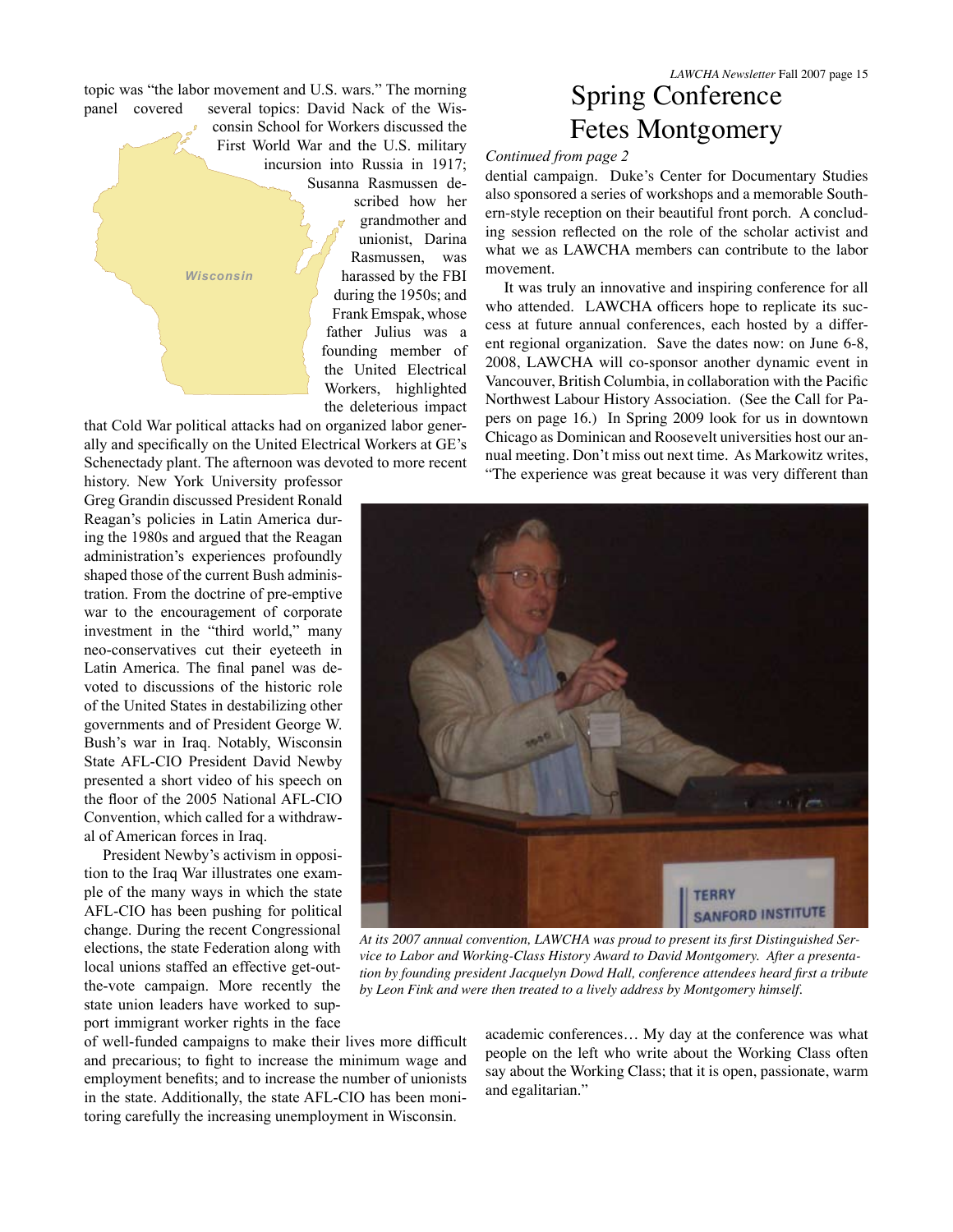topic was "the labor movement and U.S. wars." The morning panel covered several topics: David Nack of the Wisconsin School for Workers discussed the First World War and the U.S. military incursion into Russia in 1917; Susanna Rasmussen described how her grandmother and unionist, Darina Rasmussen, was harassed by the FBI during the 1950s; and Frank Emspak, whose father Julius was a founding member of the United Electrical Workers, highlighted the deleterious impact that Cold War political attacks had on organized labor generally and specifically on the United Electrical Workers at GE's Schenectady plant. The afternoon was devoted to more recent history. New York University professor Greg Grandin discussed President Ronald Reagan's policies in Latin America during the 1980s and argued that the Reagan administration's experiences profoundly shaped those of the current Bush administration. From the doctrine of pre-emptive war to the encouragement of corporate investment in the "third world," many neo-conservatives cut their eyeteeth in Latin America. The final panel was devoted to discussions of the historic role of the United States in destabilizing other governments and of President George W. Bush's war in Iraq. Notably, Wisconsin State AFL-CIO President David Newby presented a short video of his speech on the floor of the 2005 National AFL-CIO Convention, which called for a withdrawal of American forces in Iraq.

President Newby's activism in opposition to the Iraq War illustrates one example of the many ways in which the state AFL-CIO has been pushing for political change. During the recent Congressional elections, the state Federation along with local unions staffed an effective get-out-the-vote campaign. More recently the state union leaders have worked to support immigrant worker rights in the face of well-funded campaigns to make their lives more difficult and precarious; to fight to increase the minimum wage and employment benefits; and to increase the number of unionists in the state. Additionally, the state AFL-CIO has been monitoring carefully the increasing unemployment in Wisconsin.

# Spring Conference Fetes Montgomery

*Continued from page 2*

dential campaign. Duke's Center for Documentary Studies also sponsored a series of workshops and a memorable Southern-style reception on their beautiful front porch. A concluding session reflected on the role of the scholar activist and what we as LAWCHA members can contribute to the labor movement.

It was truly an innovative and inspiring conference for all who attended. LAWCHA officers hope to replicate its success at future annual conferences, each hosted by a different regional organization. Save the dates now: on June 6-8, 2008, LAWCHA will co-sponsor another dynamic event in Vancouver, British Columbia, in collaboration with the Pacific Northwest Labour History Association. (See the Call for Papers on page 16.) In Spring 2009 look for us in downtown Chicago as Dominican and Roosevelt universities host our annual meeting. Don't miss out next time. As Markowitz writes, "The experience was great because it was very different than academic conferences… My day at the conference was what people on the left who write about the Working Class often say about the Working Class; that it is open, passionate, warm and egalitarian."

*At its 2007 annual convention, LAWCHA was proud to present its first Distinguished Service to Labor and Working-Class History Award to David Montgomery. After a presentation by founding president Jacquelyn Dowd Hall, conference attendees heard first a tribute by Leon Fink and were then treated to a lively address by Montgomery himself.*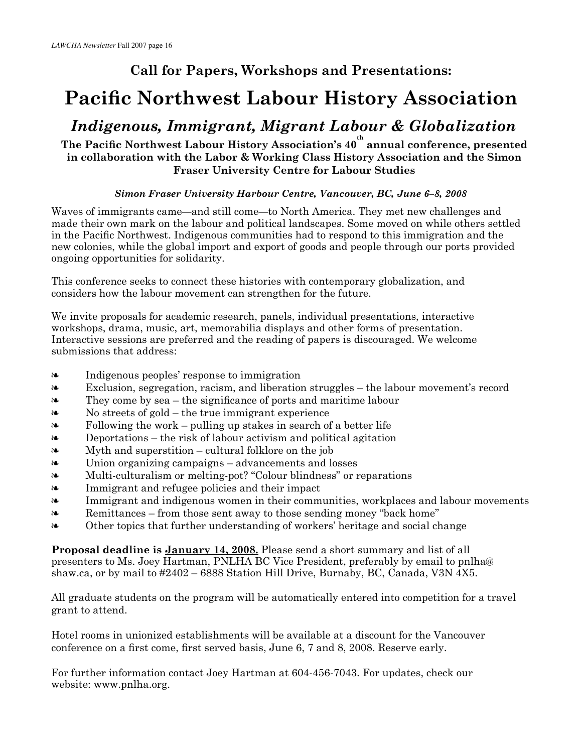### Call for Papers, Workshops and Presentations:

# Pacific Northwest Labour History Association

## *Indigenous, Immigrant, Migrant Labour & Globalization*

**The Pacific Northwest Labour History Association's 40th annual conference, presented in collaboration with the Labor & Working Class History Association and the Simon Fraser University Centre for Labour Studies**

***Simon Fraser University Harbour Centre, Vancouver, BC, June 6–8, 2008***

Waves of immigrants came—and still come—to North America. They met new challenges and made their own mark on the labour and political landscapes. Some moved on while others settled in the Pacific Northwest. Indigenous communities had to respond to this immigration and the new colonies, while the global import and export of goods and people through our ports provided ongoing opportunities for solidarity.

This conference seeks to connect these histories with contemporary globalization, and considers how the labour movement can strengthen for the future.

We invite proposals for academic research, panels, individual presentations, interactive workshops, drama, music, art, memorabilia displays and other forms of presentation. Interactive sessions are preferred and the reading of papers is discouraged. We welcome submissions that address:

- Indigenous peoples' response to immigration
- Exclusion, segregation, racism, and liberation struggles – the labour movement's record
- They come by sea – the significance of ports and maritime labour
- No streets of gold – the true immigrant experience
- Following the work – pulling up stakes in search of a better life
- Deportations – the risk of labour activism and political agitation
- Myth and superstition – cultural folklore on the job
- Union organizing campaigns – advancements and losses
- Multi-culturalism or melting-pot? "Colour blindness" or reparations
- Immigrant and refugee policies and their impact
- Immigrant and indigenous women in their communities, workplaces and labour movements
- Remittances – from those sent away to those sending money "back home"
- Other topics that further understanding of workers' heritage and social change

**Proposal deadline is January 14, 2008.** Please send a short summary and list of all presenters to Ms. Joey Hartman, PNLHA BC Vice President, preferably by email to pnlha@shaw.ca, or by mail to #2402 – 6888 Station Hill Drive, Burnaby, BC, Canada, V3N 4X5.

All graduate students on the program will be automatically entered into competition for a travel grant to attend.

Hotel rooms in unionized establishments will be available at a discount for the Vancouver conference on a first come, first served basis, June 6, 7 and 8, 2008. Reserve early.

For further information contact Joey Hartman at 604-456-7043. For updates, check our website: www.pnlha.org.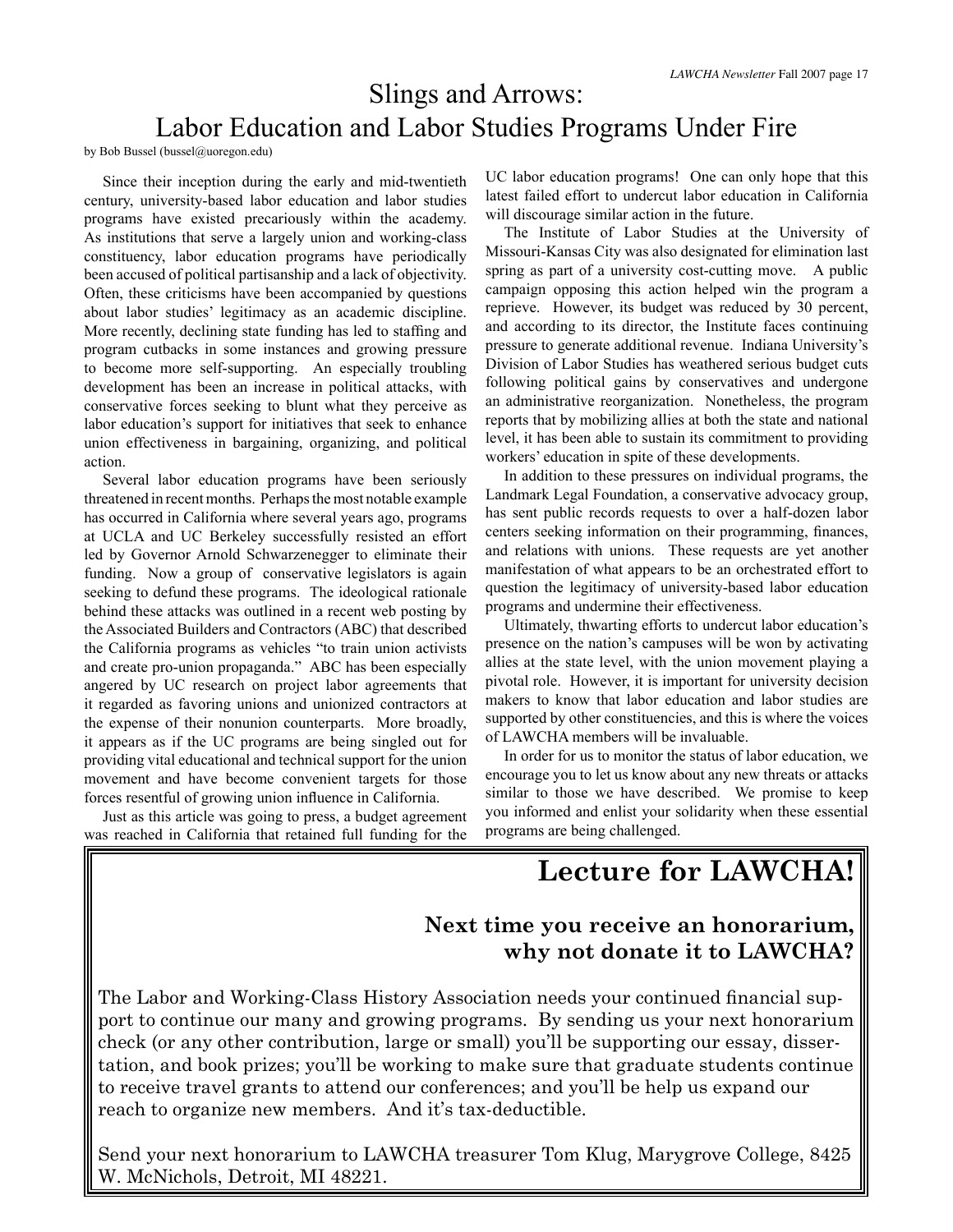# Slings and Arrows: Labor Education and Labor Studies Programs Under Fire

by Bob Bussel (bussel@uoregon.edu)

Since their inception during the early and mid-twentieth century, university-based labor education and labor studies programs have existed precariously within the academy. As institutions that serve a largely union and working-class constituency, labor education programs have periodically been accused of political partisanship and a lack of objectivity. Often, these criticisms have been accompanied by questions about labor studies' legitimacy as an academic discipline. More recently, declining state funding has led to staffing and program cutbacks in some instances and growing pressure to become more self-supporting. An especially troubling development has been an increase in political attacks, with conservative forces seeking to blunt what they perceive as labor education's support for initiatives that seek to enhance union effectiveness in bargaining, organizing, and political action.

Several labor education programs have been seriously threatened in recent months. Perhaps the most notable example has occurred in California where several years ago, programs at UCLA and UC Berkeley successfully resisted an effort led by Governor Arnold Schwarzenegger to eliminate their funding. Now a group of conservative legislators is again seeking to defund these programs. The ideological rationale behind these attacks was outlined in a recent web posting by the Associated Builders and Contractors (ABC) that described the California programs as vehicles "to train union activists and create pro-union propaganda." ABC has been especially angered by UC research on project labor agreements that it regarded as favoring unions and unionized contractors at the expense of their nonunion counterparts. More broadly, it appears as if the UC programs are being singled out for providing vital educational and technical support for the union movement and have become convenient targets for those forces resentful of growing union influence in California.

Just as this article was going to press, a budget agreement was reached in California that retained full funding for the UC labor education programs! One can only hope that this latest failed effort to undercut labor education in California will discourage similar action in the future.

The Institute of Labor Studies at the University of Missouri-Kansas City was also designated for elimination last spring as part of a university cost-cutting move. A public campaign opposing this action helped win the program a reprieve. However, its budget was reduced by 30 percent, and according to its director, the Institute faces continuing pressure to generate additional revenue. Indiana University's Division of Labor Studies has weathered serious budget cuts following political gains by conservatives and undergone an administrative reorganization. Nonetheless, the program reports that by mobilizing allies at both the state and national level, it has been able to sustain its commitment to providing workers' education in spite of these developments.

In addition to these pressures on individual programs, the Landmark Legal Foundation, a conservative advocacy group, has sent public records requests to over a half-dozen labor centers seeking information on their programming, finances, and relations with unions. These requests are yet another manifestation of what appears to be an orchestrated effort to question the legitimacy of university-based labor education programs and undermine their effectiveness.

Ultimately, thwarting efforts to undercut labor education's presence on the nation's campuses will be won by activating allies at the state level, with the union movement playing a pivotal role. However, it is important for university decision makers to know that labor education and labor studies are supported by other constituencies, and this is where the voices of LAWCHA members will be invaluable.

In order for us to monitor the status of labor education, we encourage you to let us know about any new threats or attacks similar to those we have described. We promise to keep you informed and enlist your solidarity when these essential programs are being challenged.

# Lecture for LAWCHA!

### Next time you receive an honorarium, why not donate it to LAWCHA?

The Labor and Working-Class History Association needs your continued financial support to continue our many and growing programs. By sending us your next honorarium check (or any other contribution, large or small) you'll be supporting our essay, dissertation, and book prizes; you'll be working to make sure that graduate students continue to receive travel grants to attend our conferences; and you'll be help us expand our reach to organize new members. And it's tax-deductible.

Send your next honorarium to LAWCHA treasurer Tom Klug, Marygrove College, 8425 W. McNichols, Detroit, MI 48221.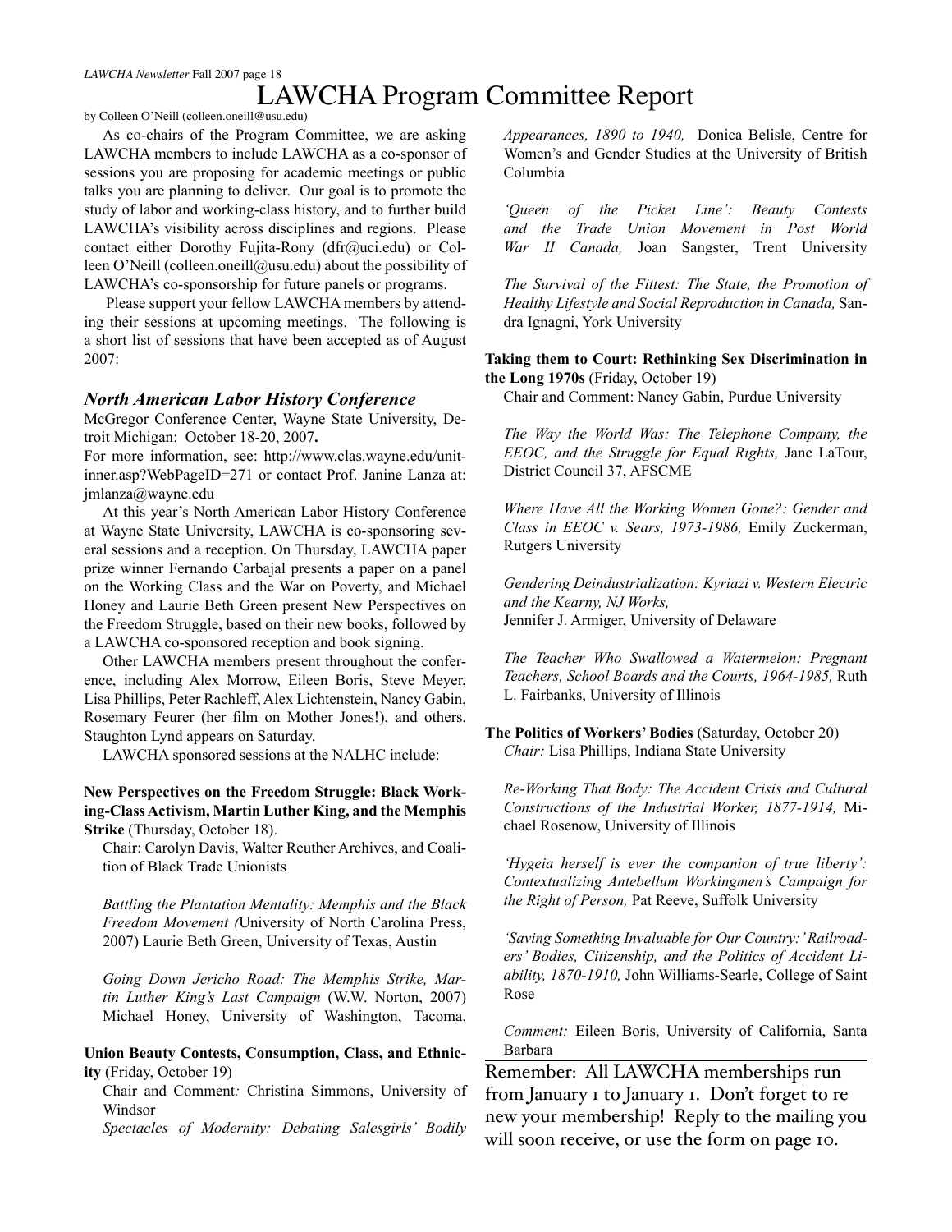# LAWCHA Program Committee Report

by Colleen O'Neill (colleen.oneill@usu.edu)

As co-chairs of the Program Committee, we are asking LAWCHA members to include LAWCHA as a co-sponsor of sessions you are proposing for academic meetings or public talks you are planning to deliver. Our goal is to promote the study of labor and working-class history, and to further build LAWCHA's visibility across disciplines and regions. Please contact either Dorothy Fujita-Rony (dfr@uci.edu) or Colleen O'Neill (colleen.oneill@usu.edu) about the possibility of LAWCHA's co-sponsorship for future panels or programs.

Please support your fellow LAWCHA members by attending their sessions at upcoming meetings. The following is a short list of sessions that have been accepted as of August 2007:

### *North American Labor History Conference*

McGregor Conference Center, Wayne State University, Detroit Michigan: October 18-20, 2007**.**

For more information, see: http://www.clas.wayne.edu/unit-inner.asp?WebPageID=271 or contact Prof. Janine Lanza at: jmlanza@wayne.edu

At this year's North American Labor History Conference at Wayne State University, LAWCHA is co-sponsoring several sessions and a reception. On Thursday, LAWCHA paper prize winner Fernando Carbajal presents a paper on a panel on the Working Class and the War on Poverty, and Michael Honey and Laurie Beth Green present New Perspectives on the Freedom Struggle, based on their new books, followed by a LAWCHA co-sponsored reception and book signing.

Other LAWCHA members present throughout the conference, including Alex Morrow, Eileen Boris, Steve Meyer, Lisa Phillips, Peter Rachleff, Alex Lichtenstein, Nancy Gabin, Rosemary Feurer (her film on Mother Jones!), and others. Staughton Lynd appears on Saturday.

LAWCHA sponsored sessions at the NALHC include:

**New Perspectives on the Freedom Struggle: Black Working-Class Activism, Martin Luther King, and the Memphis Strike** (Thursday, October 18).

Chair: Carolyn Davis, Walter Reuther Archives, and Coalition of Black Trade Unionists

*Battling the Plantation Mentality: Memphis and the Black Freedom Movement (*University of North Carolina Press, 2007) Laurie Beth Green, University of Texas, Austin

*Going Down Jericho Road: The Memphis Strike, Martin Luther King's Last Campaign* (W.W. Norton, 2007) Michael Honey, University of Washington, Tacoma.

**Union Beauty Contests, Consumption, Class, and Ethnicity** (Friday, October 19)

Chair and Comment*:* Christina Simmons, University of Windsor

*Spectacles of Modernity: Debating Salesgirls' Bodily Appearances, 1890 to 1940,* Donica Belisle, Centre for Women's and Gender Studies at the University of British Columbia

*'Queen of the Picket Line': Beauty Contests and the Trade Union Movement in Post World War II Canada,* Joan Sangster, Trent University

*The Survival of the Fittest: The State, the Promotion of Healthy Lifestyle and Social Reproduction in Canada,* Sandra Ignagni, York University

**Taking them to Court: Rethinking Sex Discrimination in the Long 1970s** (Friday, October 19)

Chair and Comment: Nancy Gabin, Purdue University

*The Way the World Was: The Telephone Company, the EEOC, and the Struggle for Equal Rights,* Jane LaTour, District Council 37, AFSCME

*Where Have All the Working Women Gone?: Gender and Class in EEOC v. Sears, 1973-1986,* Emily Zuckerman, Rutgers University

*Gendering Deindustrialization: Kyriazi v. Western Electric and the Kearny, NJ Works,*
Jennifer J. Armiger, University of Delaware

*The Teacher Who Swallowed a Watermelon: Pregnant Teachers, School Boards and the Courts, 1964-1985,* Ruth L. Fairbanks, University of Illinois

**The Politics of Workers' Bodies** (Saturday, October 20)

*Chair:* Lisa Phillips, Indiana State University

*Re-Working That Body: The Accident Crisis and Cultural Constructions of the Industrial Worker, 1877-1914,* Michael Rosenow, University of Illinois

*'Hygeia herself is ever the companion of true liberty': Contextualizing Antebellum Workingmen's Campaign for the Right of Person,* Pat Reeve, Suffolk University

*'Saving Something Invaluable for Our Country:' Railroaders' Bodies, Citizenship, and the Politics of Accident Liability, 1870-1910,* John Williams-Searle, College of Saint Rose

*Comment:* Eileen Boris, University of California, Santa Barbara

---

Remember: All LAWCHA memberships run from January 1 to January 1. Don't forget to re new your membership! Reply to the mailing you will soon receive, or use the form on page 10.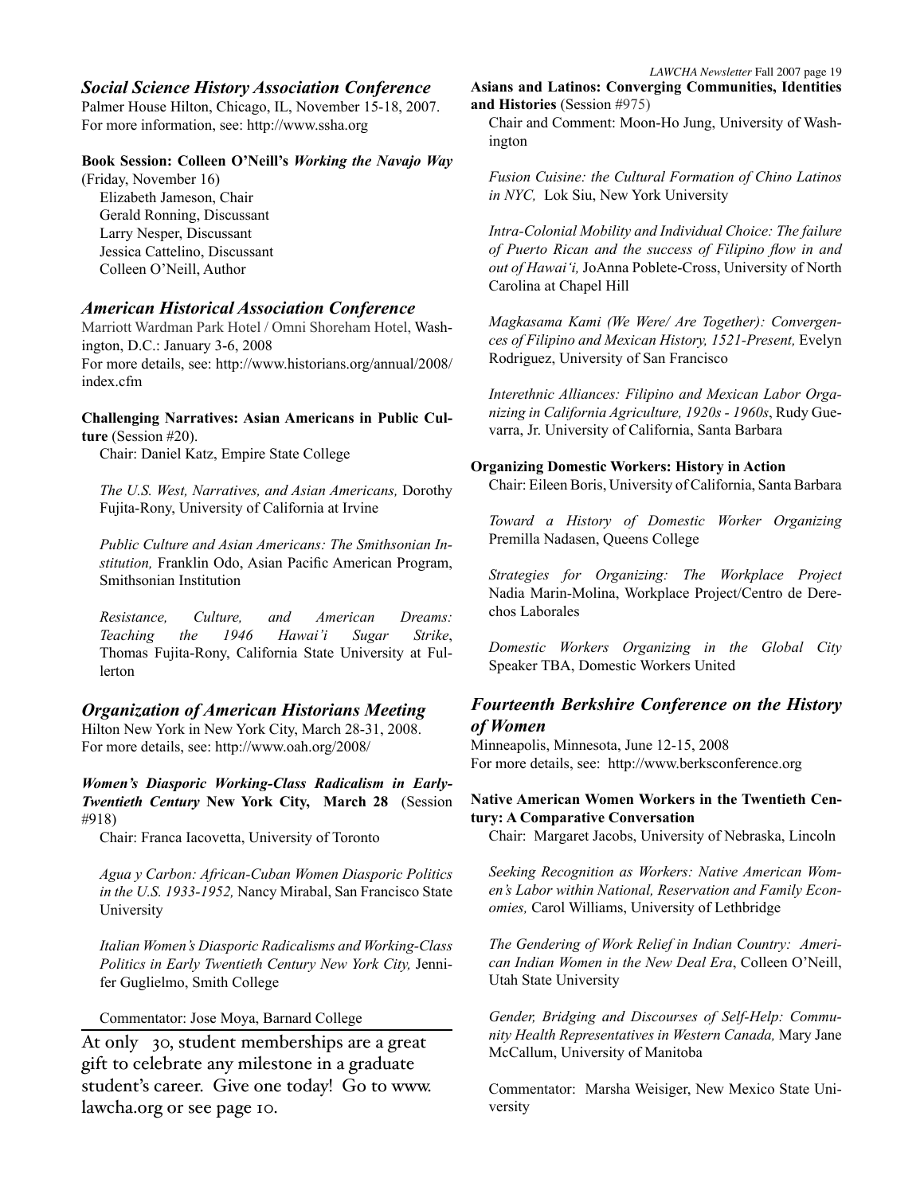## *Social Science History Association Conference*

Palmer House Hilton, Chicago, IL, November 15-18, 2007.
For more information, see: http://www.ssha.org

**Book Session: Colleen O'Neill's *Working the Navajo Way***
(Friday, November 16)

Elizabeth Jameson, Chair
Gerald Ronning, Discussant
Larry Nesper, Discussant
Jessica Cattelino, Discussant
Colleen O'Neill, Author

## *American Historical Association Conference*

Marriott Wardman Park Hotel / Omni Shoreham Hotel, Washington, D.C.: January 3-6, 2008
For more details, see: http://www.historians.org/annual/2008/index.cfm

**Challenging Narratives: Asian Americans in Public Culture** (Session #20).

Chair: Daniel Katz, Empire State College

*The U.S. West, Narratives, and Asian Americans,* Dorothy Fujita-Rony, University of California at Irvine

*Public Culture and Asian Americans: The Smithsonian Institution,* Franklin Odo, Asian Pacific American Program, Smithsonian Institution

*Resistance, Culture, and American Dreams: Teaching the 1946 Hawai'i Sugar Strike*, Thomas Fujita-Rony, California State University at Fullerton

## *Organization of American Historians Meeting*

Hilton New York in New York City, March 28-31, 2008.
For more details, see: http://www.oah.org/2008/

***Women's Diasporic Working-Class Radicalism in Early-Twentieth Century* New York City, March 28** (Session #918)

Chair: Franca Iacovetta, University of Toronto

*Agua y Carbon: African-Cuban Women Diasporic Politics in the U.S. 1933-1952,* Nancy Mirabal, San Francisco State University

*Italian Women's Diasporic Radicalisms and Working-Class Politics in Early Twentieth Century New York City,* Jennifer Guglielmo, Smith College

Commentator: Jose Moya, Barnard College

At only 30, student memberships are a great gift to celebrate any milestone in a graduate student's career. Give one today! Go to www.lawcha.org or see page 10.

**Asians and Latinos: Converging Communities, Identities and Histories** (Session #975)

Chair and Comment: Moon-Ho Jung, University of Washington

*Fusion Cuisine: the Cultural Formation of Chino Latinos in NYC,* Lok Siu, New York University

*Intra-Colonial Mobility and Individual Choice: The failure of Puerto Rican and the success of Filipino flow in and out of Hawai'i,* JoAnna Poblete-Cross, University of North Carolina at Chapel Hill

*Magkasama Kami (We Were/ Are Together): Convergences of Filipino and Mexican History, 1521-Present,* Evelyn Rodriguez, University of San Francisco

*Interethnic Alliances: Filipino and Mexican Labor Organizing in California Agriculture, 1920s - 1960s*, Rudy Guevarra, Jr. University of California, Santa Barbara

**Organizing Domestic Workers: History in Action**

Chair: Eileen Boris, University of California, Santa Barbara

*Toward a History of Domestic Worker Organizing* Premilla Nadasen, Queens College

*Strategies for Organizing: The Workplace Project* Nadia Marin-Molina, Workplace Project/Centro de Derechos Laborales

*Domestic Workers Organizing in the Global City* Speaker TBA, Domestic Workers United

## *Fourteenth Berkshire Conference on the History of Women*

Minneapolis, Minnesota, June 12-15, 2008
For more details, see: http://www.berksconference.org

**Native American Women Workers in the Twentieth Century: A Comparative Conversation**

Chair: Margaret Jacobs, University of Nebraska, Lincoln

*Seeking Recognition as Workers: Native American Women's Labor within National, Reservation and Family Economies,* Carol Williams, University of Lethbridge

*The Gendering of Work Relief in Indian Country: American Indian Women in the New Deal Era*, Colleen O'Neill, Utah State University

*Gender, Bridging and Discourses of Self-Help: Community Health Representatives in Western Canada,* Mary Jane McCallum, University of Manitoba

Commentator: Marsha Weisiger, New Mexico State University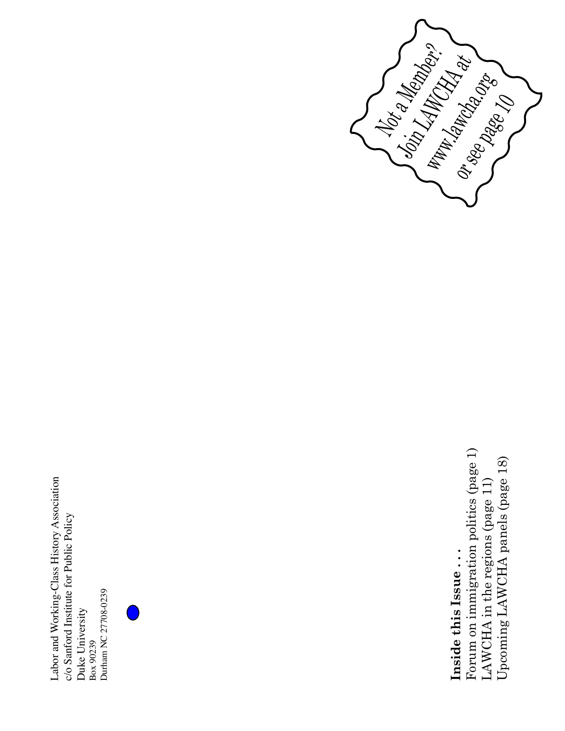Labor and Working-Class History Association
c/o Sanford Institute for Public Policy
Duke University
Box 90239
Durham NC 27708-0239

*Not a Member?*
*Join LAWCHA at*
*www.lawcha.org*
*or see page 10*

**Inside this Issue . . .**

Forum on immigration politics (page 1)
LAWCHA in the regions (page 11)
Upcoming LAWCHA panels (page 18)